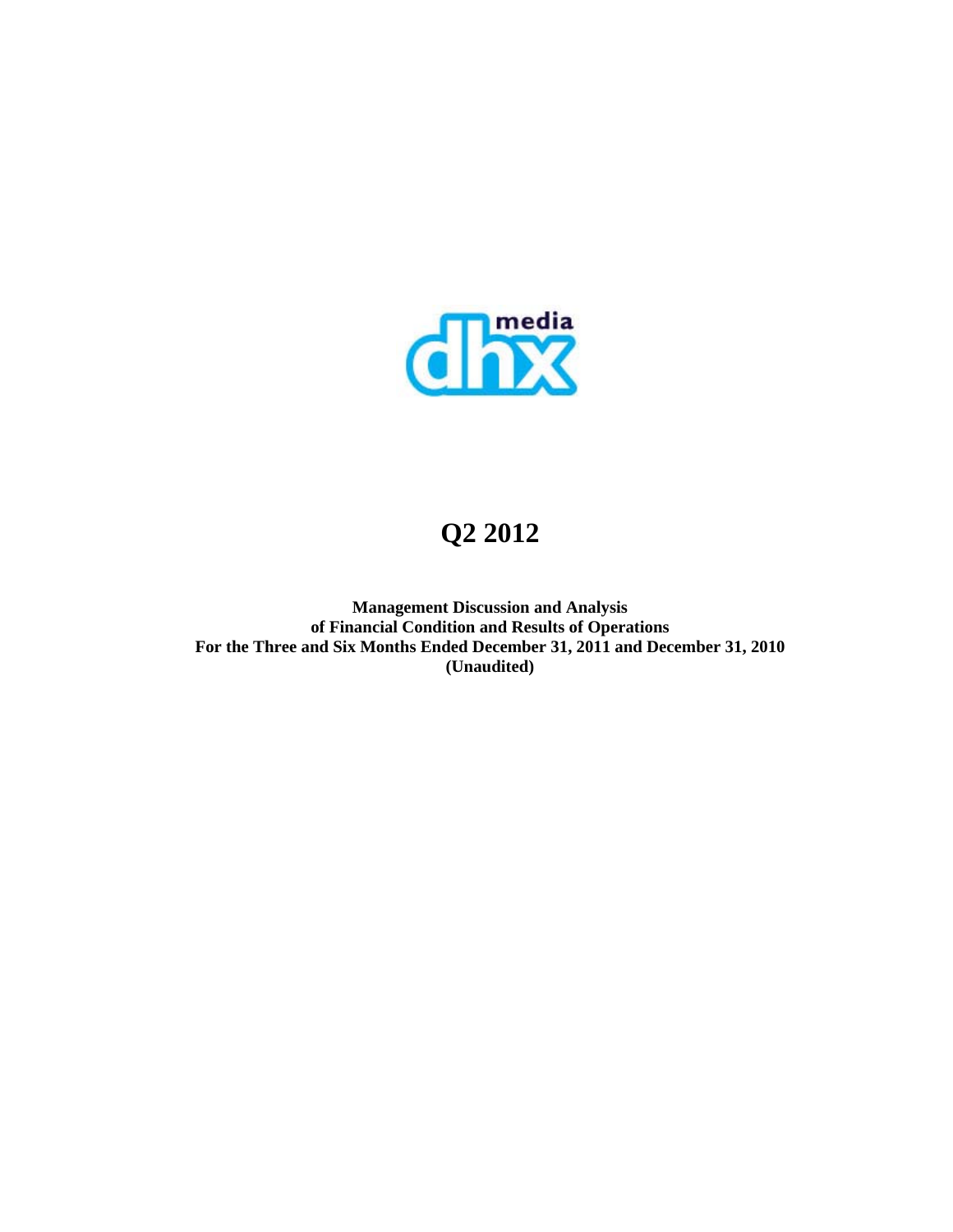# Q2 2012

**Management Discussion and Analysis**
**of Financial Condition and Results of Operations**
**For the Three and Six Months Ended December 31, 2011 and December 31, 2010**
**(Unaudited)**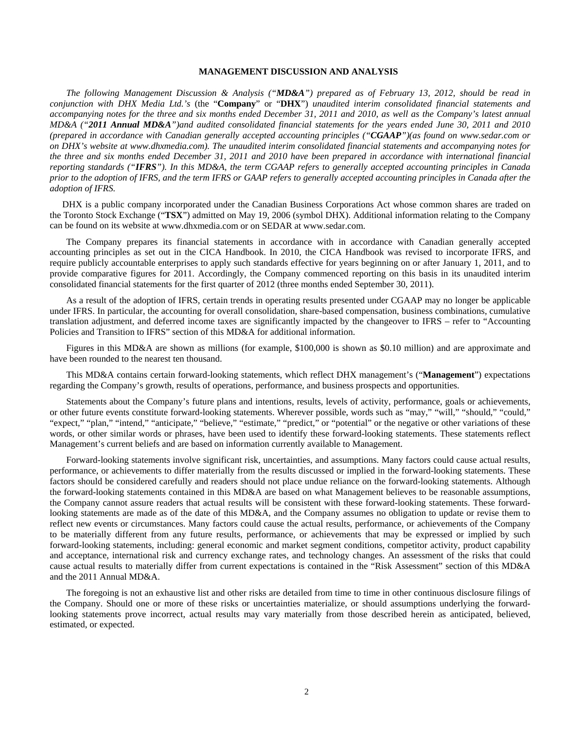## MANAGEMENT DISCUSSION AND ANALYSIS

*The following Management Discussion & Analysis ("**MD&A**") prepared as of February 13, 2012, should be read in conjunction with DHX Media Ltd.'s* (the "**Company**" or "**DHX**") *unaudited interim consolidated financial statements and accompanying notes for the three and six months ended December 31, 2011 and 2010, as well as the Company's latest annual MD&A ("**2011 Annual MD&A**")and audited consolidated financial statements for the years ended June 30, 2011 and 2010 (prepared in accordance with Canadian generally accepted accounting principles ("**CGAAP**")(as found on www.sedar.com or on DHX's website at www.dhxmedia.com). The unaudited interim consolidated financial statements and accompanying notes for the three and six months ended December 31, 2011 and 2010 have been prepared in accordance with international financial reporting standards ("**IFRS**"). In this MD&A, the term CGAAP refers to generally accepted accounting principles in Canada prior to the adoption of IFRS, and the term IFRS or GAAP refers to generally accepted accounting principles in Canada after the adoption of IFRS.*

DHX is a public company incorporated under the Canadian Business Corporations Act whose common shares are traded on the Toronto Stock Exchange ("**TSX**") admitted on May 19, 2006 (symbol DHX). Additional information relating to the Company can be found on its website at www.dhxmedia.com or on SEDAR at www.sedar.com.

The Company prepares its financial statements in accordance with in accordance with Canadian generally accepted accounting principles as set out in the CICA Handbook. In 2010, the CICA Handbook was revised to incorporate IFRS, and require publicly accountable enterprises to apply such standards effective for years beginning on or after January 1, 2011, and to provide comparative figures for 2011. Accordingly, the Company commenced reporting on this basis in its unaudited interim consolidated financial statements for the first quarter of 2012 (three months ended September 30, 2011).

As a result of the adoption of IFRS, certain trends in operating results presented under CGAAP may no longer be applicable under IFRS. In particular, the accounting for overall consolidation, share-based compensation, business combinations, cumulative translation adjustment, and deferred income taxes are significantly impacted by the changeover to IFRS – refer to "Accounting Policies and Transition to IFRS" section of this MD&A for additional information.

Figures in this MD&A are shown as millions (for example, $100,000 is shown as $0.10 million) and are approximate and have been rounded to the nearest ten thousand.

This MD&A contains certain forward-looking statements, which reflect DHX management's ("**Management**") expectations regarding the Company's growth, results of operations, performance, and business prospects and opportunities.

Statements about the Company's future plans and intentions, results, levels of activity, performance, goals or achievements, or other future events constitute forward-looking statements. Wherever possible, words such as "may," "will," "should," "could," "expect," "plan," "intend," "anticipate," "believe," "estimate," "predict," or "potential" or the negative or other variations of these words, or other similar words or phrases, have been used to identify these forward-looking statements. These statements reflect Management's current beliefs and are based on information currently available to Management.

Forward-looking statements involve significant risk, uncertainties, and assumptions. Many factors could cause actual results, performance, or achievements to differ materially from the results discussed or implied in the forward-looking statements. These factors should be considered carefully and readers should not place undue reliance on the forward-looking statements. Although the forward-looking statements contained in this MD&A are based on what Management believes to be reasonable assumptions, the Company cannot assure readers that actual results will be consistent with these forward-looking statements. These forward-looking statements are made as of the date of this MD&A, and the Company assumes no obligation to update or revise them to reflect new events or circumstances. Many factors could cause the actual results, performance, or achievements of the Company to be materially different from any future results, performance, or achievements that may be expressed or implied by such forward-looking statements, including: general economic and market segment conditions, competitor activity, product capability and acceptance, international risk and currency exchange rates, and technology changes. An assessment of the risks that could cause actual results to materially differ from current expectations is contained in the "Risk Assessment" section of this MD&A and the 2011 Annual MD&A.

The foregoing is not an exhaustive list and other risks are detailed from time to time in other continuous disclosure filings of the Company. Should one or more of these risks or uncertainties materialize, or should assumptions underlying the forward-looking statements prove incorrect, actual results may vary materially from those described herein as anticipated, believed, estimated, or expected.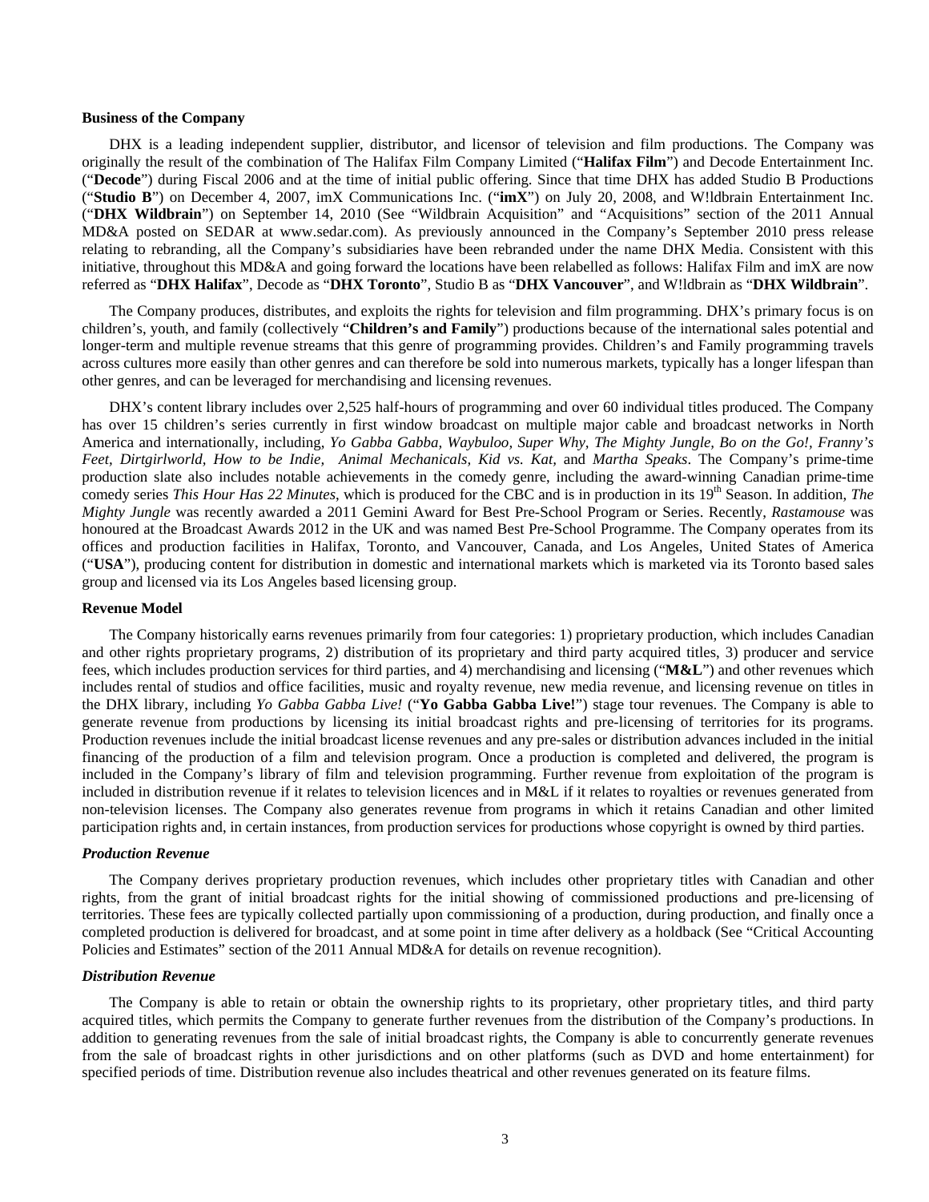### Business of the Company

DHX is a leading independent supplier, distributor, and licensor of television and film productions. The Company was originally the result of the combination of The Halifax Film Company Limited ("**Halifax Film**") and Decode Entertainment Inc. ("**Decode**") during Fiscal 2006 and at the time of initial public offering. Since that time DHX has added Studio B Productions ("**Studio B**") on December 4, 2007, imX Communications Inc. ("**imX**") on July 20, 2008, and W!ldbrain Entertainment Inc. ("**DHX Wildbrain**") on September 14, 2010 (See "Wildbrain Acquisition" and "Acquisitions" section of the 2011 Annual MD&A posted on SEDAR at www.sedar.com). As previously announced in the Company's September 2010 press release relating to rebranding, all the Company's subsidiaries have been rebranded under the name DHX Media. Consistent with this initiative, throughout this MD&A and going forward the locations have been relabelled as follows: Halifax Film and imX are now referred as "**DHX Halifax**", Decode as "**DHX Toronto**", Studio B as "**DHX Vancouver**", and W!ldbrain as "**DHX Wildbrain**".

The Company produces, distributes, and exploits the rights for television and film programming. DHX's primary focus is on children's, youth, and family (collectively "**Children's and Family**") productions because of the international sales potential and longer-term and multiple revenue streams that this genre of programming provides. Children's and Family programming travels across cultures more easily than other genres and can therefore be sold into numerous markets, typically has a longer lifespan than other genres, and can be leveraged for merchandising and licensing revenues.

DHX's content library includes over 2,525 half-hours of programming and over 60 individual titles produced. The Company has over 15 children's series currently in first window broadcast on multiple major cable and broadcast networks in North America and internationally, including, *Yo Gabba Gabba, Waybuloo, Super Why, The Mighty Jungle, Bo on the Go!, Franny's Feet, Dirtgirlworld, How to be Indie, Animal Mechanicals, Kid vs. Kat,* and *Martha Speaks*. The Company's prime-time production slate also includes notable achievements in the comedy genre, including the award-winning Canadian prime-time comedy series *This Hour Has 22 Minutes*, which is produced for the CBC and is in production in its 19th Season. In addition, *The Mighty Jungle* was recently awarded a 2011 Gemini Award for Best Pre-School Program or Series. Recently, *Rastamouse* was honoured at the Broadcast Awards 2012 in the UK and was named Best Pre-School Programme. The Company operates from its offices and production facilities in Halifax, Toronto, and Vancouver, Canada, and Los Angeles, United States of America ("**USA**"), producing content for distribution in domestic and international markets which is marketed via its Toronto based sales group and licensed via its Los Angeles based licensing group.

### Revenue Model

The Company historically earns revenues primarily from four categories: 1) proprietary production, which includes Canadian and other rights proprietary programs, 2) distribution of its proprietary and third party acquired titles, 3) producer and service fees, which includes production services for third parties, and 4) merchandising and licensing ("**M&L**") and other revenues which includes rental of studios and office facilities, music and royalty revenue, new media revenue, and licensing revenue on titles in the DHX library, including *Yo Gabba Gabba Live!* ("**Yo Gabba Gabba Live!**") stage tour revenues. The Company is able to generate revenue from productions by licensing its initial broadcast rights and pre-licensing of territories for its programs. Production revenues include the initial broadcast license revenues and any pre-sales or distribution advances included in the initial financing of the production of a film and television program. Once a production is completed and delivered, the program is included in the Company's library of film and television programming. Further revenue from exploitation of the program is included in distribution revenue if it relates to television licences and in M&L if it relates to royalties or revenues generated from non-television licenses. The Company also generates revenue from programs in which it retains Canadian and other limited participation rights and, in certain instances, from production services for productions whose copyright is owned by third parties.

#### *Production Revenue*

The Company derives proprietary production revenues, which includes other proprietary titles with Canadian and other rights, from the grant of initial broadcast rights for the initial showing of commissioned productions and pre-licensing of territories. These fees are typically collected partially upon commissioning of a production, during production, and finally once a completed production is delivered for broadcast, and at some point in time after delivery as a holdback (See "Critical Accounting Policies and Estimates" section of the 2011 Annual MD&A for details on revenue recognition).

#### *Distribution Revenue*

The Company is able to retain or obtain the ownership rights to its proprietary, other proprietary titles, and third party acquired titles, which permits the Company to generate further revenues from the distribution of the Company's productions. In addition to generating revenues from the sale of initial broadcast rights, the Company is able to concurrently generate revenues from the sale of broadcast rights in other jurisdictions and on other platforms (such as DVD and home entertainment) for specified periods of time. Distribution revenue also includes theatrical and other revenues generated on its feature films.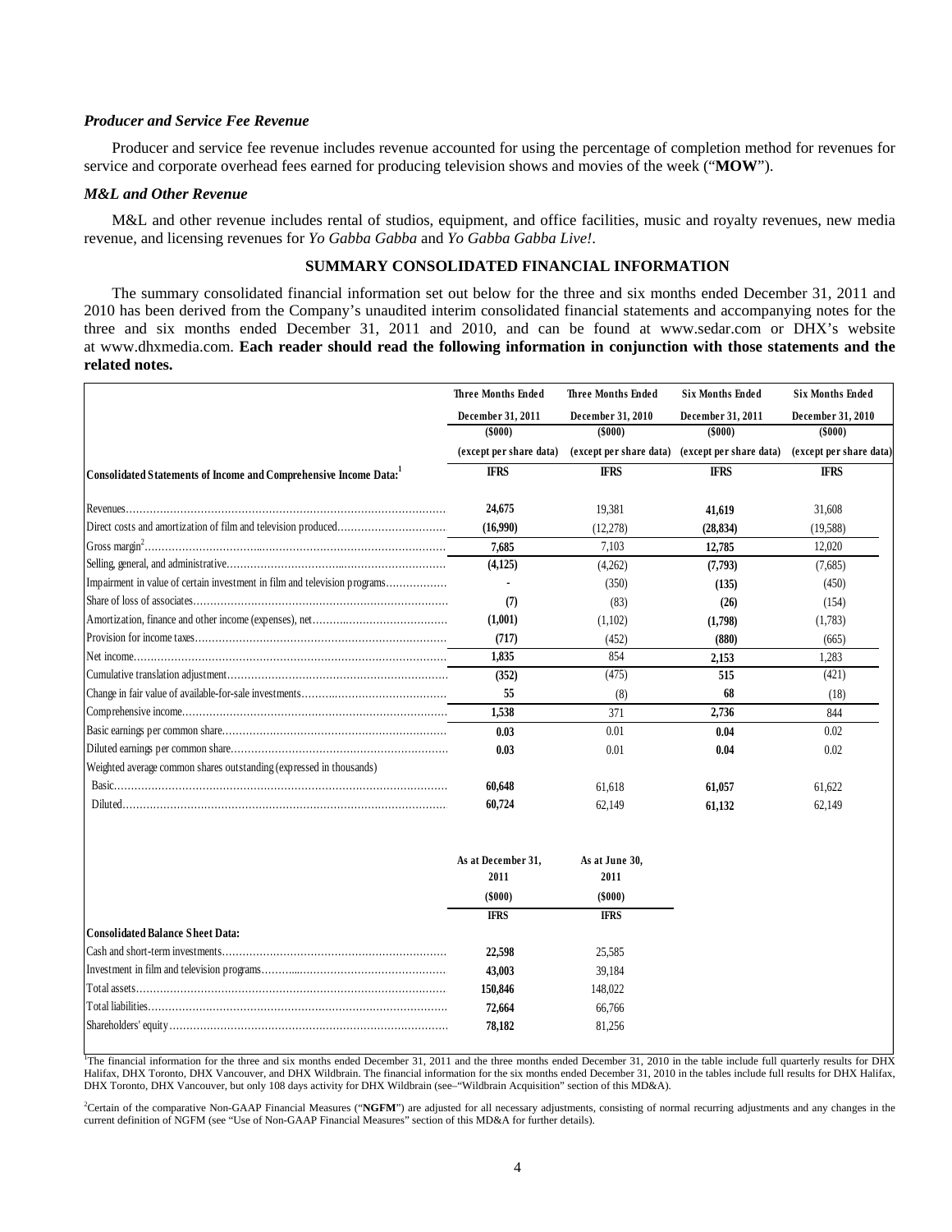### *Producer and Service Fee Revenue*

Producer and service fee revenue includes revenue accounted for using the percentage of completion method for revenues for service and corporate overhead fees earned for producing television shows and movies of the week ("**MOW**").

### *M&L and Other Revenue*

M&L and other revenue includes rental of studios, equipment, and office facilities, music and royalty revenues, new media revenue, and licensing revenues for *Yo Gabba Gabba* and *Yo Gabba Gabba Live!*.

## SUMMARY CONSOLIDATED FINANCIAL INFORMATION

The summary consolidated financial information set out below for the three and six months ended December 31, 2011 and 2010 has been derived from the Company's unaudited interim consolidated financial statements and accompanying notes for the three and six months ended December 31, 2011 and 2010, and can be found at www.sedar.com or DHX's website at www.dhxmedia.com. **Each reader should read the following information in conjunction with those statements and the related notes.**

| | Three Months Ended December 31, 2011 ($000) (except per share data) | Three Months Ended December 31, 2010 ($000) (except per share data) | Six Months Ended December 31, 2011 ($000) (except per share data) | Six Months Ended December 31, 2010 ($000) (except per share data) |
|---|---|---|---|---|
| **Consolidated Statements of Income and Comprehensive Income Data:**[1] | **IFRS** | **IFRS** | **IFRS** | **IFRS** |
| Revenues | **24,675** | 19,381 | **41,619** | 31,608 |
| Direct costs and amortization of film and television produced | **(16,990)** | (12,278) | **(28,834)** | (19,588) |
| Gross margin[2] | **7,685** | 7,103 | **12,785** | 12,020 |
| Selling, general, and administrative | **(4,125)** | (4,262) | **(7,793)** | (7,685) |
| Impairment in value of certain investment in film and television programs | **-** | (350) | **(135)** | (450) |
| Share of loss of associates | **(7)** | (83) | **(26)** | (154) |
| Amortization, finance and other income (expenses), net | **(1,001)** | (1,102) | **(1,798)** | (1,783) |
| Provision for income taxes | **(717)** | (452) | **(880)** | (665) |
| Net income | **1,835** | 854 | **2,153** | 1,283 |
| Cumulative translation adjustment | **(352)** | (475) | **515** | (421) |
| Change in fair value of available-for-sale investments | **55** | (8) | **68** | (18) |
| Comprehensive income | **1,538** | 371 | **2,736** | 844 |
| Basic earnings per common share | **0.03** | 0.01 | **0.04** | 0.02 |
| Diluted earnings per common share | **0.03** | 0.01 | **0.04** | 0.02 |
| Weighted average common shares outstanding (expressed in thousands) | | | | |
| Basic | **60,648** | 61,618 | **61,057** | 61,622 |
| Diluted | **60,724** | 62,149 | **61,132** | 62,149 |

| | As at December 31, 2011 ($000) | As at June 30, 2011 ($000) |
|---|---|---|
| | **IFRS** | **IFRS** |
| **Consolidated Balance Sheet Data:** | | |
| Cash and short-term investments | **22,598** | 25,585 |
| Investment in film and television programs | **43,003** | 39,184 |
| Total assets | **150,846** | 148,022 |
| Total liabilities | **72,664** | 66,766 |
| Shareholders' equity | **78,182** | 81,256 |

[1]The financial information for the three and six months ended December 31, 2011 and the three months ended December 31, 2010 in the table include full quarterly results for DHX Halifax, DHX Toronto, DHX Vancouver, and DHX Wildbrain. The financial information for the six months ended December 31, 2010 in the tables include full results for DHX Halifax, DHX Toronto, DHX Vancouver, but only 108 days activity for DHX Wildbrain (see–"Wildbrain Acquisition" section of this MD&A).

[2]Certain of the comparative Non-GAAP Financial Measures ("**NGFM**") are adjusted for all necessary adjustments, consisting of normal recurring adjustments and any changes in the current definition of NGFM (see "Use of Non-GAAP Financial Measures" section of this MD&A for further details).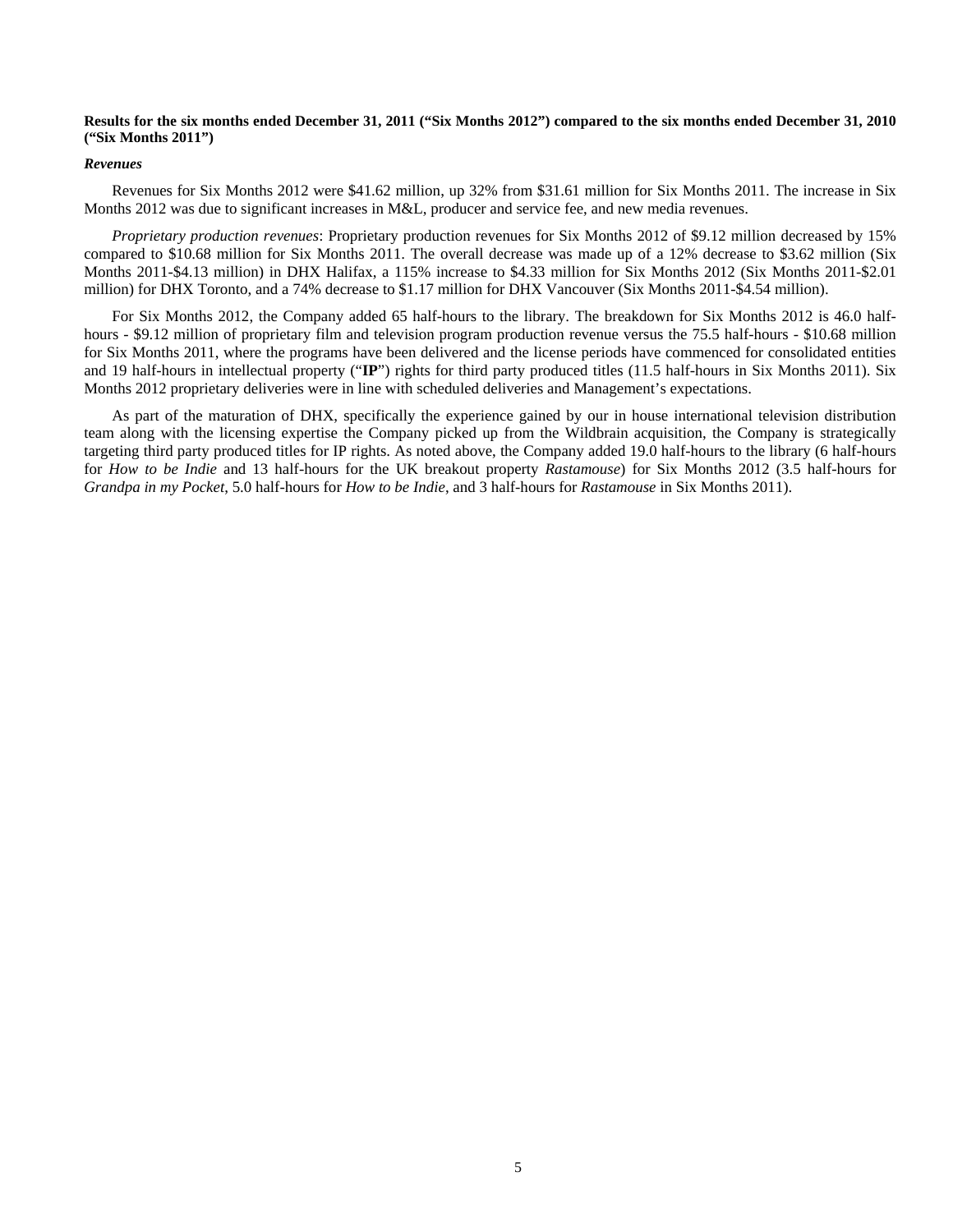**Results for the six months ended December 31, 2011 ("Six Months 2012") compared to the six months ended December 31, 2010 ("Six Months 2011")**

***Revenues***

Revenues for Six Months 2012 were $41.62 million, up 32% from $31.61 million for Six Months 2011. The increase in Six Months 2012 was due to significant increases in M&L, producer and service fee, and new media revenues.

*Proprietary production revenues*: Proprietary production revenues for Six Months 2012 of $9.12 million decreased by 15% compared to $10.68 million for Six Months 2011. The overall decrease was made up of a 12% decrease to $3.62 million (Six Months 2011-$4.13 million) in DHX Halifax, a 115% increase to $4.33 million for Six Months 2012 (Six Months 2011-$2.01 million) for DHX Toronto, and a 74% decrease to $1.17 million for DHX Vancouver (Six Months 2011-$4.54 million).

For Six Months 2012, the Company added 65 half-hours to the library. The breakdown for Six Months 2012 is 46.0 half-hours - $9.12 million of proprietary film and television program production revenue versus the 75.5 half-hours - $10.68 million for Six Months 2011, where the programs have been delivered and the license periods have commenced for consolidated entities and 19 half-hours in intellectual property ("**IP**") rights for third party produced titles (11.5 half-hours in Six Months 2011). Six Months 2012 proprietary deliveries were in line with scheduled deliveries and Management's expectations.

As part of the maturation of DHX, specifically the experience gained by our in house international television distribution team along with the licensing expertise the Company picked up from the Wildbrain acquisition, the Company is strategically targeting third party produced titles for IP rights. As noted above, the Company added 19.0 half-hours to the library (6 half-hours for *How to be Indie* and 13 half-hours for the UK breakout property *Rastamouse*) for Six Months 2012 (3.5 half-hours for *Grandpa in my Pocket*, 5.0 half-hours for *How to be Indie*, and 3 half-hours for *Rastamouse* in Six Months 2011).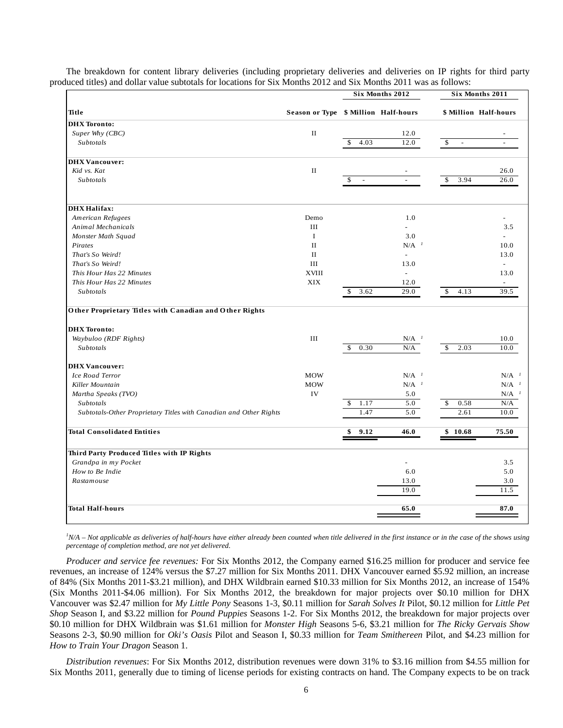The breakdown for content library deliveries (including proprietary deliveries and deliveries on IP rights for third party produced titles) and dollar value subtotals for locations for Six Months 2012 and Six Months 2011 was as follows:

| | | Six Months 2012 | | Six Months 2011 | |
|---|---|---|---|---|---|
| **Title** | **Season or Type** | **$ Million** | **Half-hours** | **$ Million** | **Half-hours** |
| **DHX Toronto:** | | | | | |
| *Super Why (CBC)* | II | | 12.0 | | - |
| *Subtotals* | | $ 4.03 | 12.0 | $ - | - |
| **DHX Vancouver:** | | | | | |
| *Kid vs. Kat* | II | | - | | 26.0 |
| *Subtotals* | | $ - | - | $ 3.94 | 26.0 |
| **DHX Halifax:** | | | | | |
| *American Refugees* | Demo | | 1.0 | | - |
| *Animal Mechanicals* | III | | - | | 3.5 |
| *Monster Math Squad* | I | | 3.0 | | - |
| *Pirates* | II | | N/A [1] | | 10.0 |
| *That's So Weird!* | II | | - | | 13.0 |
| *That's So Weird!* | III | | 13.0 | | - |
| *This Hour Has 22 Minutes* | XVIII | | - | | 13.0 |
| *This Hour Has 22 Minutes* | XIX | | 12.0 | | - |
| *Subtotals* | | $ 3.62 | 29.0 | $ 4.13 | 39.5 |
| **Other Proprietary Titles with Canadian and Other Rights** | | | | | |
| **DHX Toronto:** | | | | | |
| *Waybuloo (RDF Rights)* | III | | N/A [1] | | 10.0 |
| *Subtotals* | | $ 0.30 | N/A | $ 2.03 | 10.0 |
| **DHX Vancouver:** | | | | | |
| *Ice Road Terror* | MOW | | N/A [1] | | N/A [1] |
| *Killer Mountain* | MOW | | N/A [1] | | N/A [1] |
| *Martha Speaks (TVO)* | IV | | 5.0 | | N/A [1] |
| *Subtotals* | | $ 1.17 | 5.0 | $ 0.58 | N/A |
| *Subtotals-Other Proprietary Titles with Canadian and Other Rights* | | 1.47 | 5.0 | 2.61 | 10.0 |
| **Total Consolidated Entities** | | **$ 9.12** | **46.0** | **$ 10.68** | **75.50** |
| **Third Party Produced Titles with IP Rights** | | | | | |
| *Grandpa in my Pocket* | | | - | | 3.5 |
| *How to Be Indie* | | | 6.0 | | 5.0 |
| *Rastamouse* | | | 13.0 | | 3.0 |
| | | | 19.0 | | 11.5 |
| **Total Half-hours** | | | **65.0** | | **87.0** |

*[1]N/A – Not applicable as deliveries of half-hours have either already been counted when title delivered in the first instance or in the case of the shows using percentage of completion method, are not yet delivered.*

*Producer and service fee revenues:* For Six Months 2012, the Company earned $16.25 million for producer and service fee revenues, an increase of 124% versus the $7.27 million for Six Months 2011. DHX Vancouver earned $5.92 million, an increase of 84% (Six Months 2011-$3.21 million), and DHX Wildbrain earned $10.33 million for Six Months 2012, an increase of 154% (Six Months 2011-$4.06 million). For Six Months 2012, the breakdown for major projects over $0.10 million for DHX Vancouver was $2.47 million for *My Little Pony* Seasons 1-3, $0.11 million for *Sarah Solves It* Pilot, $0.12 million for *Little Pet Shop* Season I, and $3.22 million for *Pound Puppies* Seasons 1-2. For Six Months 2012, the breakdown for major projects over $0.10 million for DHX Wildbrain was $1.61 million for *Monster High* Seasons 5-6, $3.21 million for *The Ricky Gervais Show* Seasons 2-3, $0.90 million for *Oki's Oasis* Pilot and Season I, $0.33 million for *Team Smithereen* Pilot, and $4.23 million for *How to Train Your Dragon* Season 1.

*Distribution revenues*: For Six Months 2012, distribution revenues were down 31% to $3.16 million from $4.55 million for Six Months 2011, generally due to timing of license periods for existing contracts on hand. The Company expects to be on track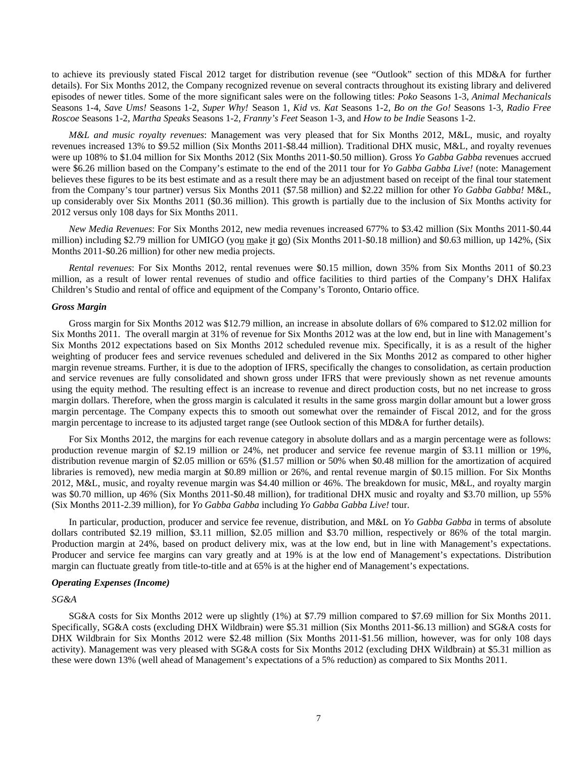to achieve its previously stated Fiscal 2012 target for distribution revenue (see "Outlook" section of this MD&A for further details). For Six Months 2012, the Company recognized revenue on several contracts throughout its existing library and delivered episodes of newer titles. Some of the more significant sales were on the following titles: *Poko* Seasons 1-3, *Animal Mechanicals* Seasons 1-4, *Save Ums!* Seasons 1-2, *Super Why!* Season 1, *Kid vs. Kat* Seasons 1-2, *Bo on the Go!* Seasons 1-3, *Radio Free Roscoe* Seasons 1-2, *Martha Speaks* Seasons 1-2, *Franny's Feet* Season 1-3, and *How to be Indie* Seasons 1-2.

*M&L and music royalty revenues*: Management was very pleased that for Six Months 2012, M&L, music, and royalty revenues increased 13% to $9.52 million (Six Months 2011-$8.44 million). Traditional DHX music, M&L, and royalty revenues were up 108% to $1.04 million for Six Months 2012 (Six Months 2011-$0.50 million). Gross *Yo Gabba Gabba* revenues accrued were $6.26 million based on the Company's estimate to the end of the 2011 tour for *Yo Gabba Gabba Live!* (note: Management believes these figures to be its best estimate and as a result there may be an adjustment based on receipt of the final tour statement from the Company's tour partner) versus Six Months 2011 ($7.58 million) and $2.22 million for other *Yo Gabba Gabba!* M&L, up considerably over Six Months 2011 ($0.36 million). This growth is partially due to the inclusion of Six Months activity for 2012 versus only 108 days for Six Months 2011.

*New Media Revenues*: For Six Months 2012, new media revenues increased 677% to $3.42 million (Six Months 2011-$0.44 million) including $2.79 million for UMIGO (you make it go) (Six Months 2011-$0.18 million) and $0.63 million, up 142%, (Six Months 2011-$0.26 million) for other new media projects.

*Rental revenues*: For Six Months 2012, rental revenues were $0.15 million, down 35% from Six Months 2011 of $0.23 million, as a result of lower rental revenues of studio and office facilities to third parties of the Company's DHX Halifax Children's Studio and rental of office and equipment of the Company's Toronto, Ontario office.

### *Gross Margin*

Gross margin for Six Months 2012 was $12.79 million, an increase in absolute dollars of 6% compared to $12.02 million for Six Months 2011. The overall margin at 31% of revenue for Six Months 2012 was at the low end, but in line with Management's Six Months 2012 expectations based on Six Months 2012 scheduled revenue mix. Specifically, it is as a result of the higher weighting of producer fees and service revenues scheduled and delivered in the Six Months 2012 as compared to other higher margin revenue streams. Further, it is due to the adoption of IFRS, specifically the changes to consolidation, as certain production and service revenues are fully consolidated and shown gross under IFRS that were previously shown as net revenue amounts using the equity method. The resulting effect is an increase to revenue and direct production costs, but no net increase to gross margin dollars. Therefore, when the gross margin is calculated it results in the same gross margin dollar amount but a lower gross margin percentage. The Company expects this to smooth out somewhat over the remainder of Fiscal 2012, and for the gross margin percentage to increase to its adjusted target range (see Outlook section of this MD&A for further details).

For Six Months 2012, the margins for each revenue category in absolute dollars and as a margin percentage were as follows: production revenue margin of $2.19 million or 24%, net producer and service fee revenue margin of $3.11 million or 19%, distribution revenue margin of $2.05 million or 65% ($1.57 million or 50% when $0.48 million for the amortization of acquired libraries is removed), new media margin at $0.89 million or 26%, and rental revenue margin of $0.15 million. For Six Months 2012, M&L, music, and royalty revenue margin was $4.40 million or 46%. The breakdown for music, M&L, and royalty margin was $0.70 million, up 46% (Six Months 2011-$0.48 million), for traditional DHX music and royalty and $3.70 million, up 55% (Six Months 2011-2.39 million), for *Yo Gabba Gabba* including *Yo Gabba Gabba Live!* tour.

In particular, production, producer and service fee revenue, distribution, and M&L on *Yo Gabba Gabba* in terms of absolute dollars contributed $2.19 million, $3.11 million, $2.05 million and $3.70 million, respectively or 86% of the total margin. Production margin at 24%, based on product delivery mix, was at the low end, but in line with Management's expectations. Producer and service fee margins can vary greatly and at 19% is at the low end of Management's expectations. Distribution margin can fluctuate greatly from title-to-title and at 65% is at the higher end of Management's expectations.

### *Operating Expenses (Income)*

#### *SG&A*

SG&A costs for Six Months 2012 were up slightly (1%) at $7.79 million compared to $7.69 million for Six Months 2011. Specifically, SG&A costs (excluding DHX Wildbrain) were $5.31 million (Six Months 2011-$6.13 million) and SG&A costs for DHX Wildbrain for Six Months 2012 were $2.48 million (Six Months 2011-$1.56 million, however, was for only 108 days activity). Management was very pleased with SG&A costs for Six Months 2012 (excluding DHX Wildbrain) at $5.31 million as these were down 13% (well ahead of Management's expectations of a 5% reduction) as compared to Six Months 2011.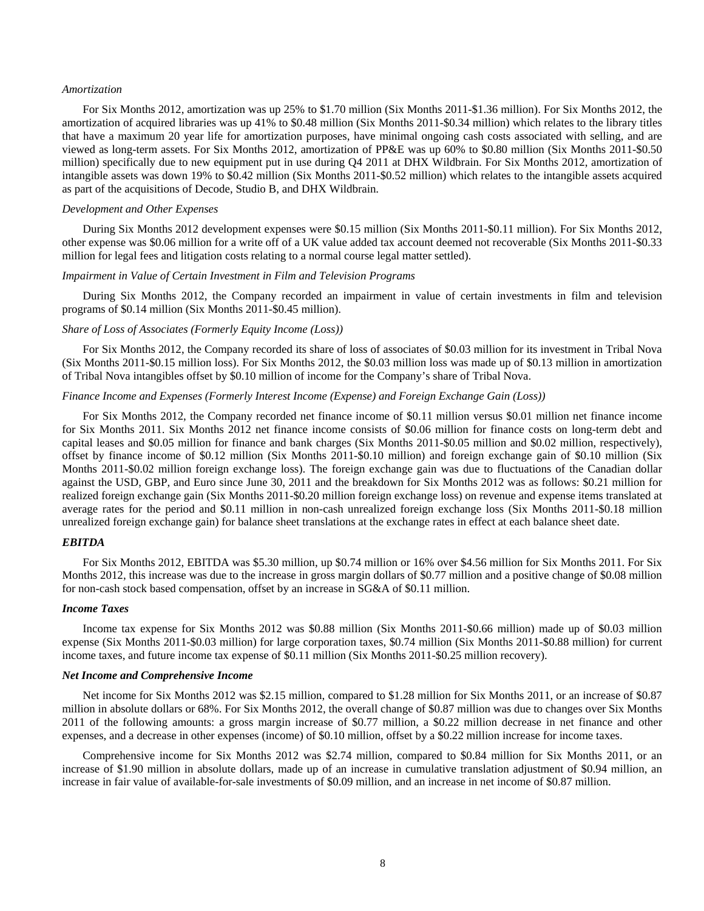*Amortization*

For Six Months 2012, amortization was up 25% to $1.70 million (Six Months 2011-$1.36 million). For Six Months 2012, the amortization of acquired libraries was up 41% to $0.48 million (Six Months 2011-$0.34 million) which relates to the library titles that have a maximum 20 year life for amortization purposes, have minimal ongoing cash costs associated with selling, and are viewed as long-term assets. For Six Months 2012, amortization of PP&E was up 60% to $0.80 million (Six Months 2011-$0.50 million) specifically due to new equipment put in use during Q4 2011 at DHX Wildbrain. For Six Months 2012, amortization of intangible assets was down 19% to $0.42 million (Six Months 2011-$0.52 million) which relates to the intangible assets acquired as part of the acquisitions of Decode, Studio B, and DHX Wildbrain.

*Development and Other Expenses*

During Six Months 2012 development expenses were $0.15 million (Six Months 2011-$0.11 million). For Six Months 2012, other expense was $0.06 million for a write off of a UK value added tax account deemed not recoverable (Six Months 2011-$0.33 million for legal fees and litigation costs relating to a normal course legal matter settled).

*Impairment in Value of Certain Investment in Film and Television Programs*

During Six Months 2012, the Company recorded an impairment in value of certain investments in film and television programs of $0.14 million (Six Months 2011-$0.45 million).

*Share of Loss of Associates (Formerly Equity Income (Loss))*

For Six Months 2012, the Company recorded its share of loss of associates of $0.03 million for its investment in Tribal Nova (Six Months 2011-$0.15 million loss). For Six Months 2012, the $0.03 million loss was made up of $0.13 million in amortization of Tribal Nova intangibles offset by $0.10 million of income for the Company's share of Tribal Nova.

*Finance Income and Expenses (Formerly Interest Income (Expense) and Foreign Exchange Gain (Loss))*

For Six Months 2012, the Company recorded net finance income of $0.11 million versus $0.01 million net finance income for Six Months 2011. Six Months 2012 net finance income consists of $0.06 million for finance costs on long-term debt and capital leases and $0.05 million for finance and bank charges (Six Months 2011-$0.05 million and $0.02 million, respectively), offset by finance income of $0.12 million (Six Months 2011-$0.10 million) and foreign exchange gain of $0.10 million (Six Months 2011-$0.02 million foreign exchange loss). The foreign exchange gain was due to fluctuations of the Canadian dollar against the USD, GBP, and Euro since June 30, 2011 and the breakdown for Six Months 2012 was as follows: $0.21 million for realized foreign exchange gain (Six Months 2011-$0.20 million foreign exchange loss) on revenue and expense items translated at average rates for the period and $0.11 million in non-cash unrealized foreign exchange loss (Six Months 2011-$0.18 million unrealized foreign exchange gain) for balance sheet translations at the exchange rates in effect at each balance sheet date.

***EBITDA***

For Six Months 2012, EBITDA was $5.30 million, up $0.74 million or 16% over $4.56 million for Six Months 2011. For Six Months 2012, this increase was due to the increase in gross margin dollars of $0.77 million and a positive change of $0.08 million for non-cash stock based compensation, offset by an increase in SG&A of $0.11 million.

***Income Taxes***

Income tax expense for Six Months 2012 was $0.88 million (Six Months 2011-$0.66 million) made up of $0.03 million expense (Six Months 2011-$0.03 million) for large corporation taxes, $0.74 million (Six Months 2011-$0.88 million) for current income taxes, and future income tax expense of $0.11 million (Six Months 2011-$0.25 million recovery).

***Net Income and Comprehensive Income***

Net income for Six Months 2012 was $2.15 million, compared to $1.28 million for Six Months 2011, or an increase of $0.87 million in absolute dollars or 68%. For Six Months 2012, the overall change of $0.87 million was due to changes over Six Months 2011 of the following amounts: a gross margin increase of $0.77 million, a $0.22 million decrease in net finance and other expenses, and a decrease in other expenses (income) of $0.10 million, offset by a $0.22 million increase for income taxes.

Comprehensive income for Six Months 2012 was $2.74 million, compared to $0.84 million for Six Months 2011, or an increase of $1.90 million in absolute dollars, made up of an increase in cumulative translation adjustment of $0.94 million, an increase in fair value of available-for-sale investments of $0.09 million, and an increase in net income of $0.87 million.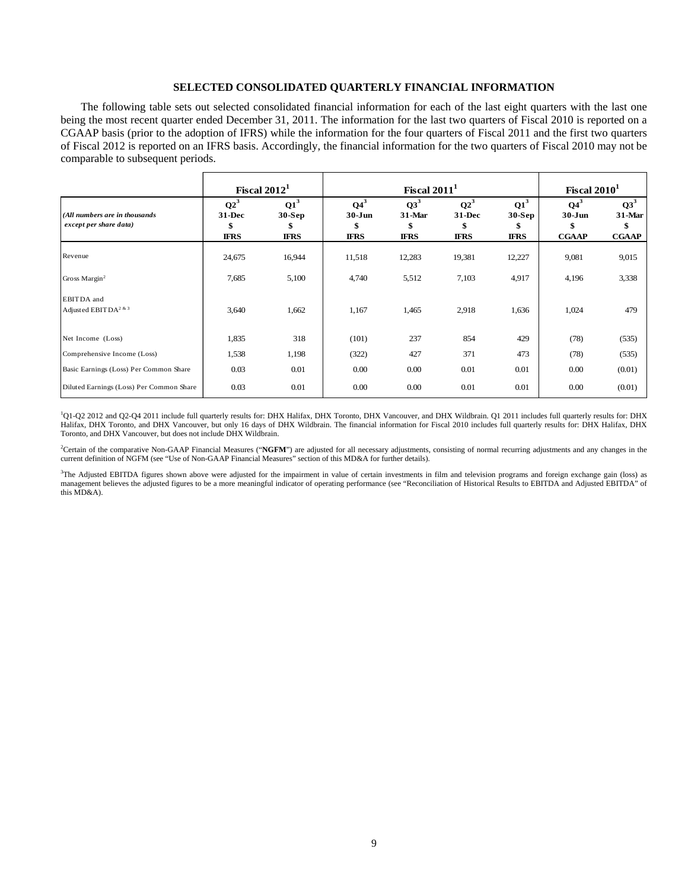## SELECTED CONSOLIDATED QUARTERLY FINANCIAL INFORMATION

The following table sets out selected consolidated financial information for each of the last eight quarters with the last one being the most recent quarter ended December 31, 2011. The information for the last two quarters of Fiscal 2010 is reported on a CGAAP basis (prior to the adoption of IFRS) while the information for the four quarters of Fiscal 2011 and the first two quarters of Fiscal 2012 is reported on an IFRS basis. Accordingly, the financial information for the two quarters of Fiscal 2010 may not be comparable to subsequent periods.

| | Fiscal 2012[1] | | Fiscal 2011[1] | | | | Fiscal 2010[1] | |
|---|---|---|---|---|---|---|---|---|
| *(All numbers are in thousands except per share data)* | Q2[3] 31-Dec $ IFRS | Q1[3] 30-Sep $ IFRS | Q4[3] 30-Jun $ IFRS | Q3[3] 31-Mar $ IFRS | Q2[3] 31-Dec $ IFRS | Q1[3] 30-Sep $ IFRS | Q4[3] 30-Jun $ CGAAP | Q3[3] 31-Mar $ CGAAP |
| Revenue | 24,675 | 16,944 | 11,518 | 12,283 | 19,381 | 12,227 | 9,081 | 9,015 |
| Gross Margin[2] | 7,685 | 5,100 | 4,740 | 5,512 | 7,103 | 4,917 | 4,196 | 3,338 |
| EBITDA and Adjusted EBITDA[2 & 3] | 3,640 | 1,662 | 1,167 | 1,465 | 2,918 | 1,636 | 1,024 | 479 |
| Net Income (Loss) | 1,835 | 318 | (101) | 237 | 854 | 429 | (78) | (535) |
| Comprehensive Income (Loss) | 1,538 | 1,198 | (322) | 427 | 371 | 473 | (78) | (535) |
| Basic Earnings (Loss) Per Common Share | 0.03 | 0.01 | 0.00 | 0.00 | 0.01 | 0.01 | 0.00 | (0.01) |
| Diluted Earnings (Loss) Per Common Share | 0.03 | 0.01 | 0.00 | 0.00 | 0.01 | 0.01 | 0.00 | (0.01) |

[1]Q1-Q2 2012 and Q2-Q4 2011 include full quarterly results for: DHX Halifax, DHX Toronto, DHX Vancouver, and DHX Wildbrain. Q1 2011 includes full quarterly results for: DHX Halifax, DHX Toronto, and DHX Vancouver, but only 16 days of DHX Wildbrain. The financial information for Fiscal 2010 includes full quarterly results for: DHX Halifax, DHX Toronto, and DHX Vancouver, but does not include DHX Wildbrain.

[2]Certain of the comparative Non-GAAP Financial Measures ("**NGFM**") are adjusted for all necessary adjustments, consisting of normal recurring adjustments and any changes in the current definition of NGFM (see "Use of Non-GAAP Financial Measures" section of this MD&A for further details).

[3]The Adjusted EBITDA figures shown above were adjusted for the impairment in value of certain investments in film and television programs and foreign exchange gain (loss) as management believes the adjusted figures to be a more meaningful indicator of operating performance (see "Reconciliation of Historical Results to EBITDA and Adjusted EBITDA" of this MD&A).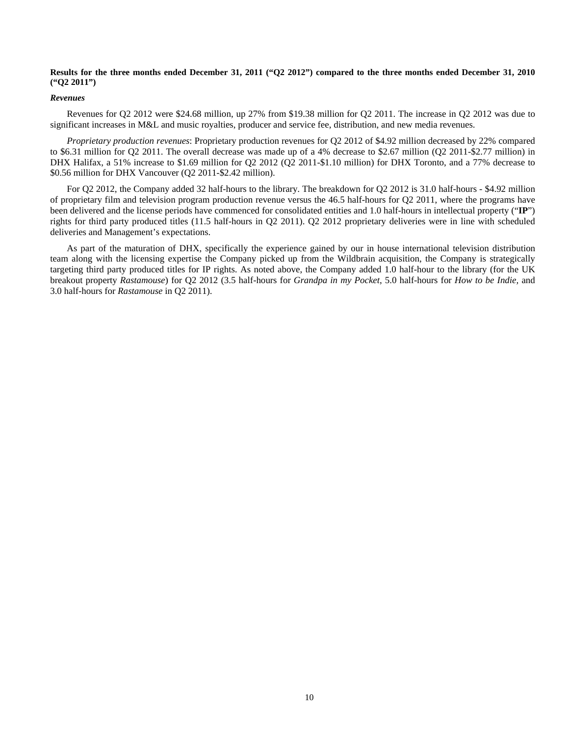**Results for the three months ended December 31, 2011 ("Q2 2012") compared to the three months ended December 31, 2010 ("Q2 2011")**

***Revenues***

Revenues for Q2 2012 were $24.68 million, up 27% from $19.38 million for Q2 2011. The increase in Q2 2012 was due to significant increases in M&L and music royalties, producer and service fee, distribution, and new media revenues.

*Proprietary production revenues*: Proprietary production revenues for Q2 2012 of $4.92 million decreased by 22% compared to $6.31 million for Q2 2011. The overall decrease was made up of a 4% decrease to $2.67 million (Q2 2011-$2.77 million) in DHX Halifax, a 51% increase to $1.69 million for Q2 2012 (Q2 2011-$1.10 million) for DHX Toronto, and a 77% decrease to $0.56 million for DHX Vancouver (Q2 2011-$2.42 million).

For Q2 2012, the Company added 32 half-hours to the library. The breakdown for Q2 2012 is 31.0 half-hours - $4.92 million of proprietary film and television program production revenue versus the 46.5 half-hours for Q2 2011, where the programs have been delivered and the license periods have commenced for consolidated entities and 1.0 half-hours in intellectual property ("**IP**") rights for third party produced titles (11.5 half-hours in Q2 2011). Q2 2012 proprietary deliveries were in line with scheduled deliveries and Management's expectations.

As part of the maturation of DHX, specifically the experience gained by our in house international television distribution team along with the licensing expertise the Company picked up from the Wildbrain acquisition, the Company is strategically targeting third party produced titles for IP rights. As noted above, the Company added 1.0 half-hour to the library (for the UK breakout property *Rastamouse*) for Q2 2012 (3.5 half-hours for *Grandpa in my Pocket*, 5.0 half-hours for *How to be Indie,* and 3.0 half-hours for *Rastamouse* in Q2 2011).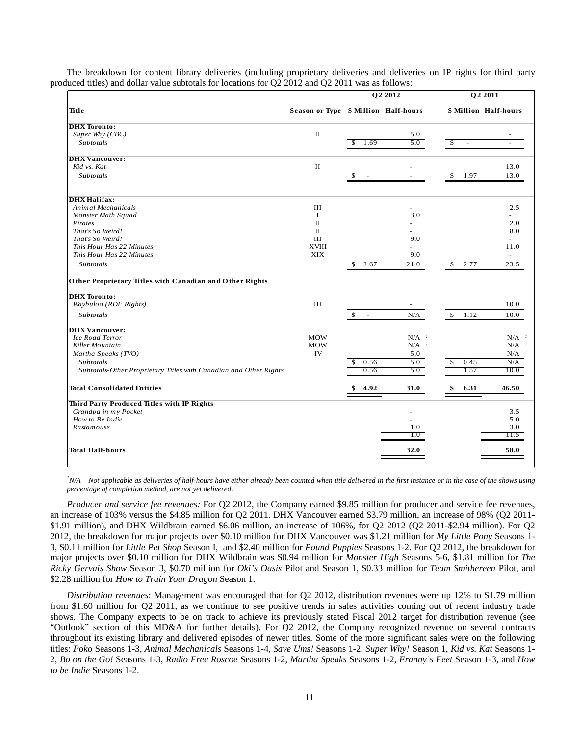The breakdown for content library deliveries (including proprietary deliveries and deliveries on IP rights for third party produced titles) and dollar value subtotals for locations for Q2 2012 and Q2 2011 was as follows:

| | | Q2 2012 | | Q2 2011 | |
|---|---|---|---|---|---|
| **Title** | **Season or Type** | **$ Million** | **Half-hours** | **$ Million** | **Half-hours** |
| **DHX Toronto:** | | | | | |
| *Super Why (CBC)* | II | | 5.0 | | - |
| *Subtotals* | | $ 1.69 | 5.0 | $ - | - |
| **DHX Vancouver:** | | | | | |
| *Kid vs. Kat* | II | | - | | 13.0 |
| *Subtotals* | | $ - | - | $ 1.97 | 13.0 |
| **DHX Halifax:** | | | | | |
| *Animal Mechanicals* | III | | - | | 2.5 |
| *Monster Math Squad* | I | | 3.0 | | - |
| *Pirates* | II | | - | | 2.0 |
| *That's So Weird!* | II | | - | | 8.0 |
| *That's So Weird!* | III | | 9.0 | | - |
| *This Hour Has 22 Minutes* | XVIII | | - | | 11.0 |
| *This Hour Has 22 Minutes* | XIX | | 9.0 | | - |
| *Subtotals* | | $ 2.67 | 21.0 | $ 2.77 | 23.5 |
| **Other Proprietary Titles with Canadian and Other Rights** | | | | | |
| **DHX Toronto:** | | | | | |
| *Waybuloo (RDF Rights)* | III | | - | | 10.0 |
| *Subtotals* | | $ - | N/A | $ 1.12 | 10.0 |
| **DHX Vancouver:** | | | | | |
| *Ice Road Terror* | MOW | | N/A [1] | | N/A [1] |
| *Killer Mountain* | MOW | | N/A [1] | | N/A [1] |
| *Martha Speaks (TVO)* | IV | | 5.0 | | N/A [1] |
| *Subtotals* | | $ 0.56 | 5.0 | $ 0.45 | N/A |
| *Subtotals-Other Proprietary Titles with Canadian and Other Rights* | | 0.56 | 5.0 | 1.57 | 10.0 |
| **Total Consolidated Entities** | | **$ 4.92** | **31.0** | **$ 6.31** | **46.50** |
| **Third Party Produced Titles with IP Rights** | | | | | |
| *Grandpa in my Pocket* | | | - | | 3.5 |
| *How to Be Indie* | | | - | | 5.0 |
| *Rastamouse* | | | 1.0 | | 3.0 |
| | | | 1.0 | | 11.5 |
| **Total Half-hours** | | | **32.0** | | **58.0** |

*[1]N/A – Not applicable as deliveries of half-hours have either already been counted when title delivered in the first instance or in the case of the shows using percentage of completion method, are not yet delivered.*

*Producer and service fee revenues:* For Q2 2012, the Company earned $9.85 million for producer and service fee revenues, an increase of 103% versus the $4.85 million for Q2 2011. DHX Vancouver earned $3.79 million, an increase of 98% (Q2 2011-$1.91 million), and DHX Wildbrain earned $6.06 million, an increase of 106%, for Q2 2012 (Q2 2011-$2.94 million). For Q2 2012, the breakdown for major projects over $0.10 million for DHX Vancouver was $1.21 million for *My Little Pony* Seasons 1-3, $0.11 million for *Little Pet Shop* Season I, and $2.40 million for *Pound Puppies* Seasons 1-2. For Q2 2012, the breakdown for major projects over $0.10 million for DHX Wildbrain was $0.94 million for *Monster High* Seasons 5-6, $1.81 million for *The Ricky Gervais Show* Season 3, $0.70 million for *Oki's Oasis* Pilot and Season 1, $0.33 million for *Team Smithereen* Pilot, and $2.28 million for *How to Train Your Dragon* Season 1.

*Distribution revenues*: Management was encouraged that for Q2 2012, distribution revenues were up 12% to $1.79 million from $1.60 million for Q2 2011, as we continue to see positive trends in sales activities coming out of recent industry trade shows. The Company expects to be on track to achieve its previously stated Fiscal 2012 target for distribution revenue (see "Outlook" section of this MD&A for further details). For Q2 2012, the Company recognized revenue on several contracts throughout its existing library and delivered episodes of newer titles. Some of the more significant sales were on the following titles: *Poko* Seasons 1-3, *Animal Mechanicals* Seasons 1-4, *Save Ums!* Seasons 1-2, *Super Why!* Season 1, *Kid vs. Kat* Seasons 1-2, *Bo on the Go!* Seasons 1-3, *Radio Free Roscoe* Seasons 1-2, *Martha Speaks* Seasons 1-2, *Franny's Feet* Season 1-3, and *How to be Indie* Seasons 1-2.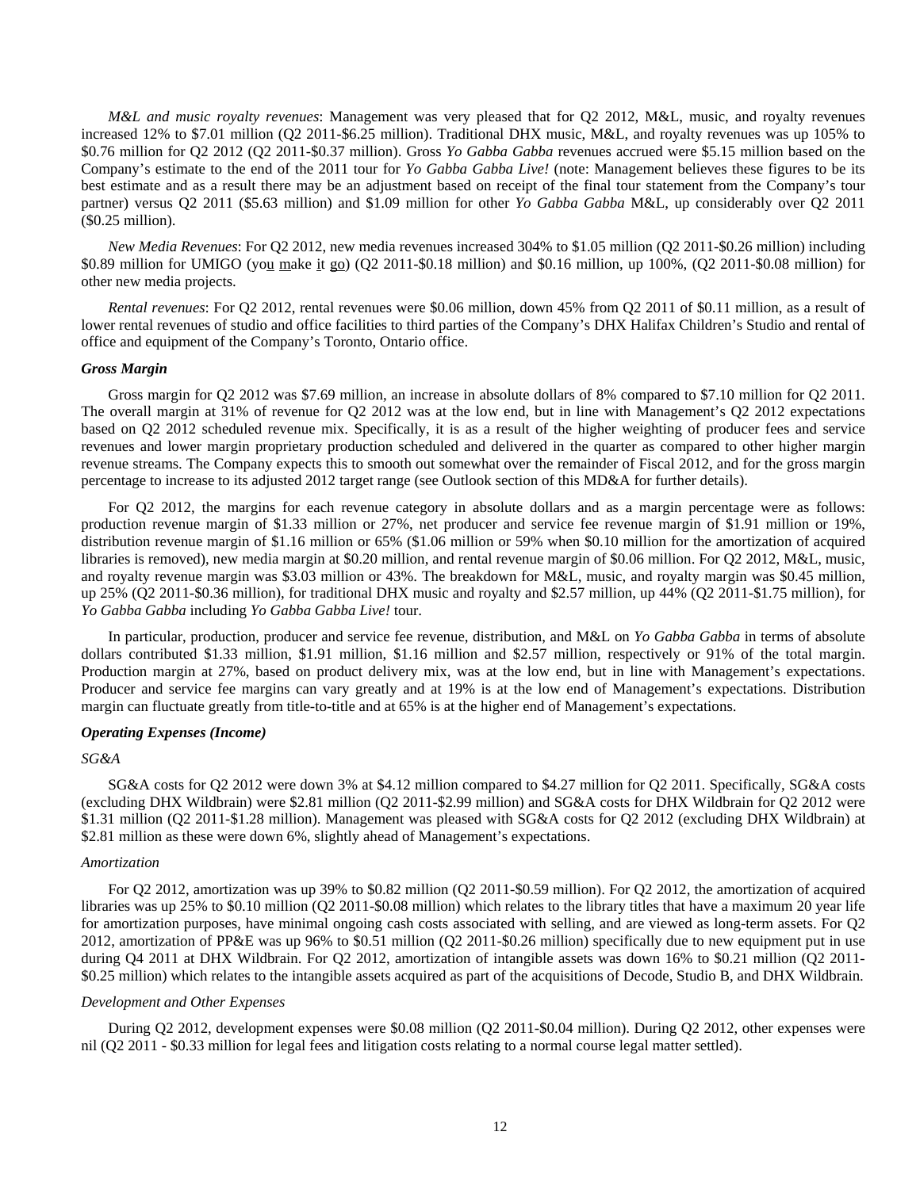*M&L and music royalty revenues*: Management was very pleased that for Q2 2012, M&L, music, and royalty revenues increased 12% to $7.01 million (Q2 2011-$6.25 million). Traditional DHX music, M&L, and royalty revenues was up 105% to $0.76 million for Q2 2012 (Q2 2011-$0.37 million). Gross *Yo Gabba Gabba* revenues accrued were $5.15 million based on the Company's estimate to the end of the 2011 tour for *Yo Gabba Gabba Live!* (note: Management believes these figures to be its best estimate and as a result there may be an adjustment based on receipt of the final tour statement from the Company's tour partner) versus Q2 2011 ($5.63 million) and $1.09 million for other *Yo Gabba Gabba* M&L, up considerably over Q2 2011 ($0.25 million).

*New Media Revenues*: For Q2 2012, new media revenues increased 304% to $1.05 million (Q2 2011-$0.26 million) including $0.89 million for UMIGO (you make it go) (Q2 2011-$0.18 million) and $0.16 million, up 100%, (Q2 2011-$0.08 million) for other new media projects.

*Rental revenues*: For Q2 2012, rental revenues were $0.06 million, down 45% from Q2 2011 of $0.11 million, as a result of lower rental revenues of studio and office facilities to third parties of the Company's DHX Halifax Children's Studio and rental of office and equipment of the Company's Toronto, Ontario office.

***Gross Margin***

Gross margin for Q2 2012 was $7.69 million, an increase in absolute dollars of 8% compared to $7.10 million for Q2 2011. The overall margin at 31% of revenue for Q2 2012 was at the low end, but in line with Management's Q2 2012 expectations based on Q2 2012 scheduled revenue mix. Specifically, it is as a result of the higher weighting of producer fees and service revenues and lower margin proprietary production scheduled and delivered in the quarter as compared to other higher margin revenue streams. The Company expects this to smooth out somewhat over the remainder of Fiscal 2012, and for the gross margin percentage to increase to its adjusted 2012 target range (see Outlook section of this MD&A for further details).

For Q2 2012, the margins for each revenue category in absolute dollars and as a margin percentage were as follows: production revenue margin of $1.33 million or 27%, net producer and service fee revenue margin of $1.91 million or 19%, distribution revenue margin of $1.16 million or 65% ($1.06 million or 59% when $0.10 million for the amortization of acquired libraries is removed), new media margin at $0.20 million, and rental revenue margin of $0.06 million. For Q2 2012, M&L, music, and royalty revenue margin was $3.03 million or 43%. The breakdown for M&L, music, and royalty margin was $0.45 million, up 25% (Q2 2011-$0.36 million), for traditional DHX music and royalty and $2.57 million, up 44% (Q2 2011-$1.75 million), for *Yo Gabba Gabba* including *Yo Gabba Gabba Live!* tour.

In particular, production, producer and service fee revenue, distribution, and M&L on *Yo Gabba Gabba* in terms of absolute dollars contributed $1.33 million, $1.91 million, $1.16 million and $2.57 million, respectively or 91% of the total margin. Production margin at 27%, based on product delivery mix, was at the low end, but in line with Management's expectations. Producer and service fee margins can vary greatly and at 19% is at the low end of Management's expectations. Distribution margin can fluctuate greatly from title-to-title and at 65% is at the higher end of Management's expectations.

***Operating Expenses (Income)***

*SG&A*

SG&A costs for Q2 2012 were down 3% at $4.12 million compared to $4.27 million for Q2 2011. Specifically, SG&A costs (excluding DHX Wildbrain) were $2.81 million (Q2 2011-$2.99 million) and SG&A costs for DHX Wildbrain for Q2 2012 were $1.31 million (Q2 2011-$1.28 million). Management was pleased with SG&A costs for Q2 2012 (excluding DHX Wildbrain) at $2.81 million as these were down 6%, slightly ahead of Management's expectations.

*Amortization*

For Q2 2012, amortization was up 39% to $0.82 million (Q2 2011-$0.59 million). For Q2 2012, the amortization of acquired libraries was up 25% to $0.10 million (Q2 2011-$0.08 million) which relates to the library titles that have a maximum 20 year life for amortization purposes, have minimal ongoing cash costs associated with selling, and are viewed as long-term assets. For Q2 2012, amortization of PP&E was up 96% to $0.51 million (Q2 2011-$0.26 million) specifically due to new equipment put in use during Q4 2011 at DHX Wildbrain. For Q2 2012, amortization of intangible assets was down 16% to $0.21 million (Q2 2011-$0.25 million) which relates to the intangible assets acquired as part of the acquisitions of Decode, Studio B, and DHX Wildbrain.

*Development and Other Expenses*

During Q2 2012, development expenses were $0.08 million (Q2 2011-$0.04 million). During Q2 2012, other expenses were nil (Q2 2011 - $0.33 million for legal fees and litigation costs relating to a normal course legal matter settled).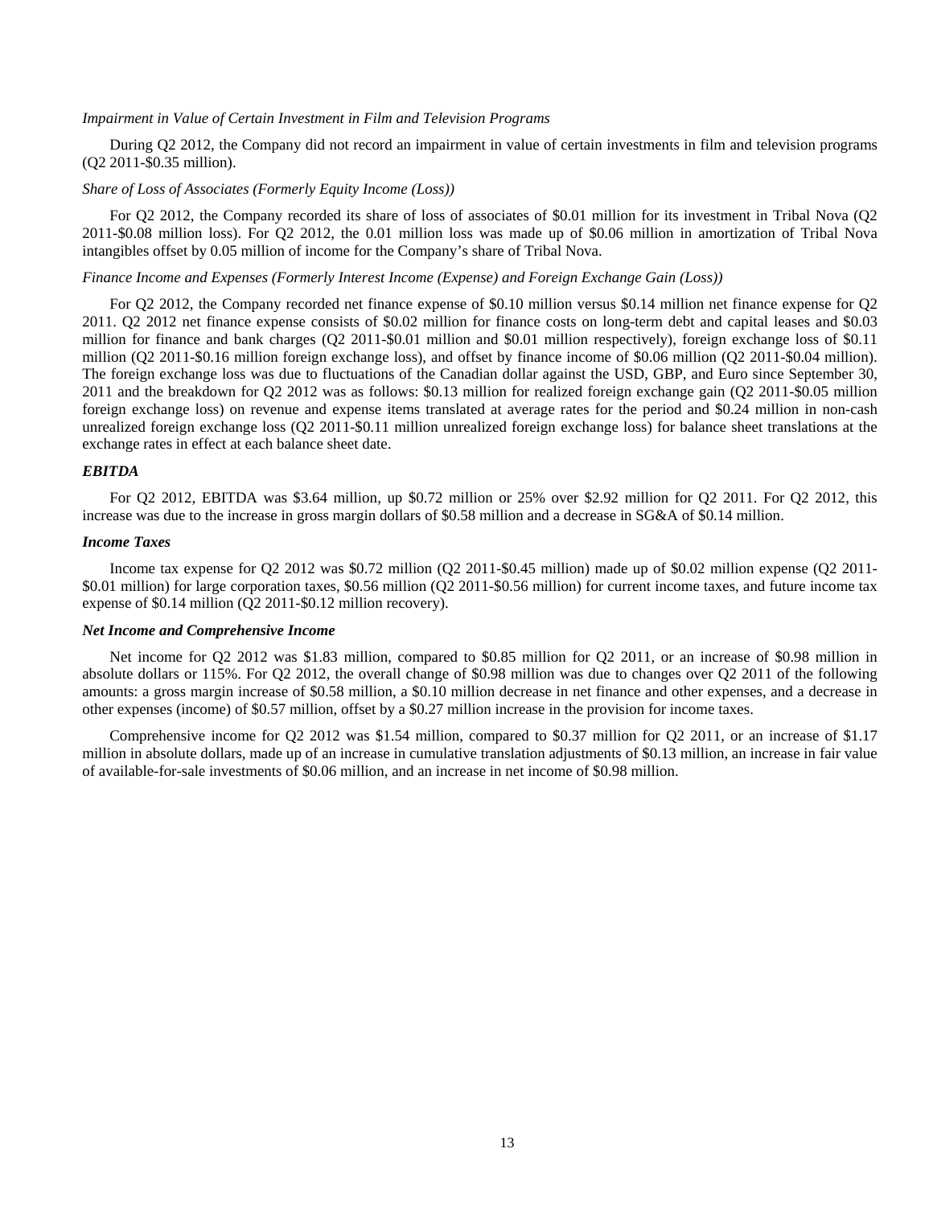*Impairment in Value of Certain Investment in Film and Television Programs*

During Q2 2012, the Company did not record an impairment in value of certain investments in film and television programs (Q2 2011-$0.35 million).

*Share of Loss of Associates (Formerly Equity Income (Loss))*

For Q2 2012, the Company recorded its share of loss of associates of $0.01 million for its investment in Tribal Nova (Q2 2011-$0.08 million loss). For Q2 2012, the 0.01 million loss was made up of $0.06 million in amortization of Tribal Nova intangibles offset by 0.05 million of income for the Company's share of Tribal Nova.

*Finance Income and Expenses (Formerly Interest Income (Expense) and Foreign Exchange Gain (Loss))*

For Q2 2012, the Company recorded net finance expense of $0.10 million versus $0.14 million net finance expense for Q2 2011. Q2 2012 net finance expense consists of $0.02 million for finance costs on long-term debt and capital leases and $0.03 million for finance and bank charges (Q2 2011-$0.01 million and $0.01 million respectively), foreign exchange loss of $0.11 million (Q2 2011-$0.16 million foreign exchange loss), and offset by finance income of $0.06 million (Q2 2011-$0.04 million). The foreign exchange loss was due to fluctuations of the Canadian dollar against the USD, GBP, and Euro since September 30, 2011 and the breakdown for Q2 2012 was as follows: $0.13 million for realized foreign exchange gain (Q2 2011-$0.05 million foreign exchange loss) on revenue and expense items translated at average rates for the period and $0.24 million in non-cash unrealized foreign exchange loss (Q2 2011-$0.11 million unrealized foreign exchange loss) for balance sheet translations at the exchange rates in effect at each balance sheet date.

***EBITDA***

For Q2 2012, EBITDA was $3.64 million, up $0.72 million or 25% over $2.92 million for Q2 2011. For Q2 2012, this increase was due to the increase in gross margin dollars of $0.58 million and a decrease in SG&A of $0.14 million.

***Income Taxes***

Income tax expense for Q2 2012 was $0.72 million (Q2 2011-$0.45 million) made up of $0.02 million expense (Q2 2011-$0.01 million) for large corporation taxes, $0.56 million (Q2 2011-$0.56 million) for current income taxes, and future income tax expense of $0.14 million (Q2 2011-$0.12 million recovery).

***Net Income and Comprehensive Income***

Net income for Q2 2012 was $1.83 million, compared to $0.85 million for Q2 2011, or an increase of $0.98 million in absolute dollars or 115%. For Q2 2012, the overall change of $0.98 million was due to changes over Q2 2011 of the following amounts: a gross margin increase of $0.58 million, a $0.10 million decrease in net finance and other expenses, and a decrease in other expenses (income) of $0.57 million, offset by a $0.27 million increase in the provision for income taxes.

Comprehensive income for Q2 2012 was $1.54 million, compared to $0.37 million for Q2 2011, or an increase of $1.17 million in absolute dollars, made up of an increase in cumulative translation adjustments of $0.13 million, an increase in fair value of available-for-sale investments of $0.06 million, and an increase in net income of $0.98 million.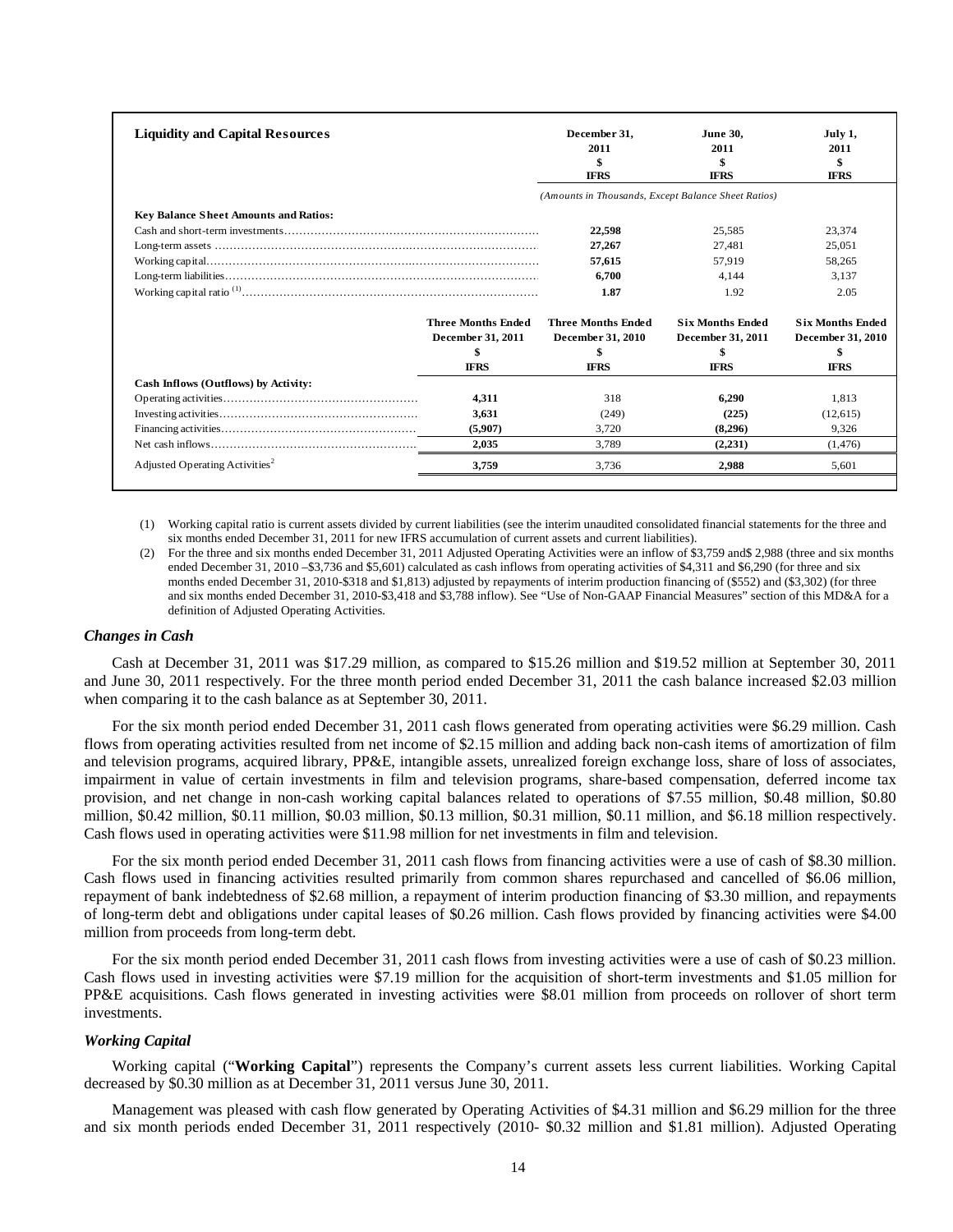| Liquidity and Capital Resources | December 31, 2011 $ IFRS | June 30, 2011 $ IFRS | July 1, 2011 $ IFRS |
|---|---|---|---|
| | *(Amounts in Thousands, Except Balance Sheet Ratios)* | | |
| **Key Balance Sheet Amounts and Ratios:** | | | |
| Cash and short-term investments | **22,598** | 25,585 | 23,374 |
| Long-term assets | **27,267** | 27,481 | 25,051 |
| Working capital | **57,615** | 57,919 | 58,265 |
| Long-term liabilities | **6,700** | 4,144 | 3,137 |
| Working capital ratio [(1)] | **1.87** | 1.92 | 2.05 |

| | Three Months Ended December 31, 2011 $ IFRS | Three Months Ended December 31, 2010 $ IFRS | Six Months Ended December 31, 2011 $ IFRS | Six Months Ended December 31, 2010 $ IFRS |
|---|---|---|---|---|
| **Cash Inflows (Outflows) by Activity:** | | | | |
| Operating activities | **4,311** | 318 | **6,290** | 1,813 |
| Investing activities | **3,631** | (249) | **(225)** | (12,615) |
| Financing activities | **(5,907)** | 3,720 | **(8,296)** | 9,326 |
| Net cash inflows | **2,035** | 3,789 | **(2,231)** | (1,476) |
| Adjusted Operating Activities[2] | **3,759** | 3,736 | **2,988** | 5,601 |

(1) Working capital ratio is current assets divided by current liabilities (see the interim unaudited consolidated financial statements for the three and six months ended December 31, 2011 for new IFRS accumulation of current assets and current liabilities).

(2) For the three and six months ended December 31, 2011 Adjusted Operating Activities were an inflow of $3,759 and$ 2,988 (three and six months ended December 31, 2010 –$3,736 and $5,601) calculated as cash inflows from operating activities of $4,311 and $6,290 (for three and six months ended December 31, 2010-$318 and $1,813) adjusted by repayments of interim production financing of ($552) and ($3,302) (for three and six months ended December 31, 2010-$3,418 and $3,788 inflow). See "Use of Non-GAAP Financial Measures" section of this MD&A for a definition of Adjusted Operating Activities.

### *Changes in Cash*

Cash at December 31, 2011 was $17.29 million, as compared to $15.26 million and $19.52 million at September 30, 2011 and June 30, 2011 respectively. For the three month period ended December 31, 2011 the cash balance increased $2.03 million when comparing it to the cash balance as at September 30, 2011.

For the six month period ended December 31, 2011 cash flows generated from operating activities were $6.29 million. Cash flows from operating activities resulted from net income of $2.15 million and adding back non-cash items of amortization of film and television programs, acquired library, PP&E, intangible assets, unrealized foreign exchange loss, share of loss of associates, impairment in value of certain investments in film and television programs, share-based compensation, deferred income tax provision, and net change in non-cash working capital balances related to operations of $7.55 million, $0.48 million, $0.80 million, $0.42 million, $0.11 million, $0.03 million, $0.13 million, $0.31 million, $0.11 million, and $6.18 million respectively. Cash flows used in operating activities were $11.98 million for net investments in film and television.

For the six month period ended December 31, 2011 cash flows from financing activities were a use of cash of $8.30 million. Cash flows used in financing activities resulted primarily from common shares repurchased and cancelled of $6.06 million, repayment of bank indebtedness of $2.68 million, a repayment of interim production financing of $3.30 million, and repayments of long-term debt and obligations under capital leases of $0.26 million. Cash flows provided by financing activities were $4.00 million from proceeds from long-term debt.

For the six month period ended December 31, 2011 cash flows from investing activities were a use of cash of $0.23 million. Cash flows used in investing activities were $7.19 million for the acquisition of short-term investments and $1.05 million for PP&E acquisitions. Cash flows generated in investing activities were $8.01 million from proceeds on rollover of short term investments.

### *Working Capital*

Working capital ("**Working Capital**") represents the Company's current assets less current liabilities. Working Capital decreased by $0.30 million as at December 31, 2011 versus June 30, 2011.

Management was pleased with cash flow generated by Operating Activities of $4.31 million and $6.29 million for the three and six month periods ended December 31, 2011 respectively (2010- $0.32 million and $1.81 million). Adjusted Operating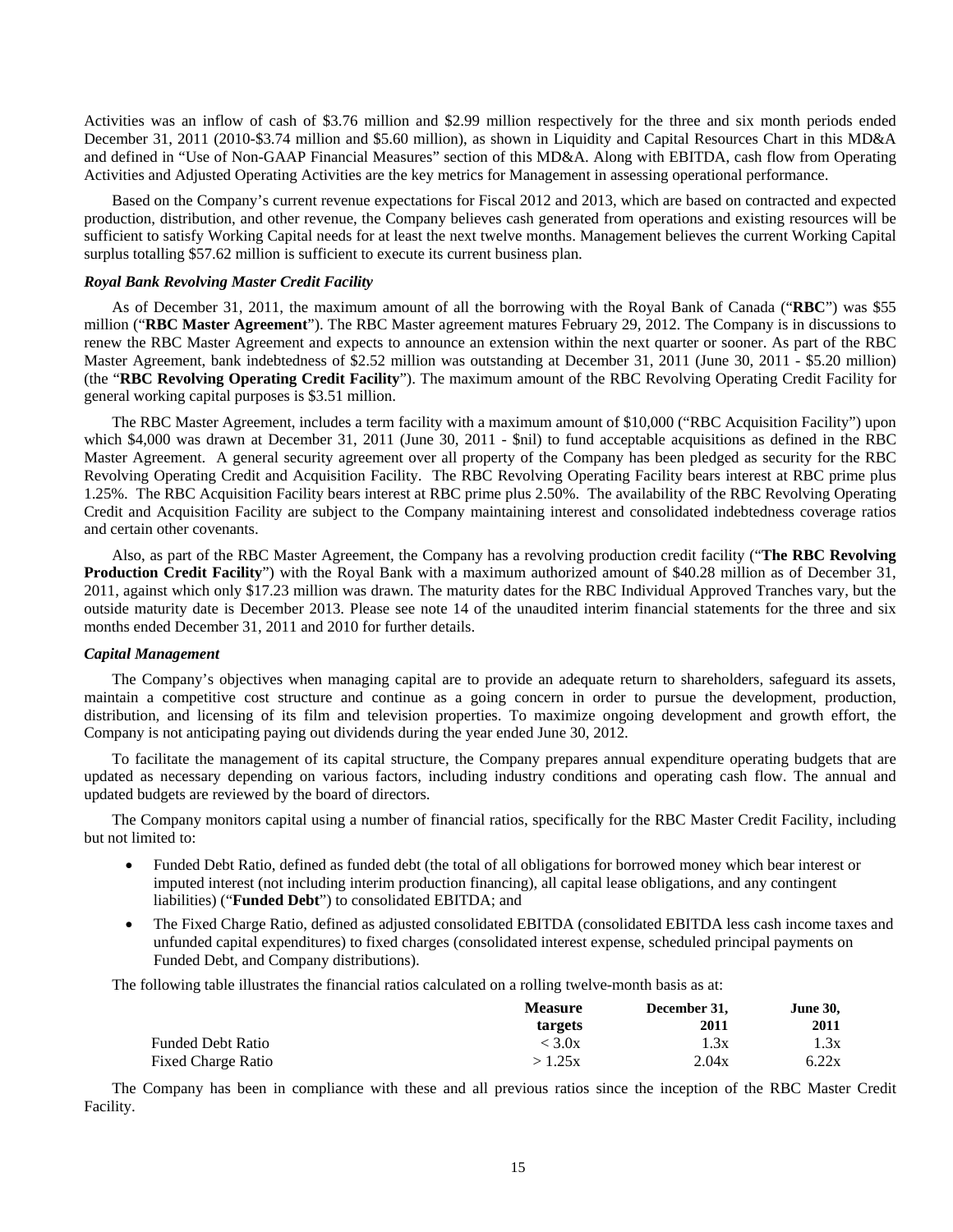Activities was an inflow of cash of $3.76 million and $2.99 million respectively for the three and six month periods ended December 31, 2011 (2010-$3.74 million and $5.60 million), as shown in Liquidity and Capital Resources Chart in this MD&A and defined in "Use of Non-GAAP Financial Measures" section of this MD&A. Along with EBITDA, cash flow from Operating Activities and Adjusted Operating Activities are the key metrics for Management in assessing operational performance.

Based on the Company's current revenue expectations for Fiscal 2012 and 2013, which are based on contracted and expected production, distribution, and other revenue, the Company believes cash generated from operations and existing resources will be sufficient to satisfy Working Capital needs for at least the next twelve months. Management believes the current Working Capital surplus totalling $57.62 million is sufficient to execute its current business plan.

### *Royal Bank Revolving Master Credit Facility*

As of December 31, 2011, the maximum amount of all the borrowing with the Royal Bank of Canada ("**RBC**") was $55 million ("**RBC Master Agreement**"). The RBC Master agreement matures February 29, 2012. The Company is in discussions to renew the RBC Master Agreement and expects to announce an extension within the next quarter or sooner. As part of the RBC Master Agreement, bank indebtedness of $2.52 million was outstanding at December 31, 2011 (June 30, 2011 - $5.20 million) (the "**RBC Revolving Operating Credit Facility**"). The maximum amount of the RBC Revolving Operating Credit Facility for general working capital purposes is $3.51 million.

The RBC Master Agreement, includes a term facility with a maximum amount of $10,000 ("RBC Acquisition Facility") upon which $4,000 was drawn at December 31, 2011 (June 30, 2011 - $nil) to fund acceptable acquisitions as defined in the RBC Master Agreement. A general security agreement over all property of the Company has been pledged as security for the RBC Revolving Operating Credit and Acquisition Facility. The RBC Revolving Operating Facility bears interest at RBC prime plus 1.25%. The RBC Acquisition Facility bears interest at RBC prime plus 2.50%. The availability of the RBC Revolving Operating Credit and Acquisition Facility are subject to the Company maintaining interest and consolidated indebtedness coverage ratios and certain other covenants.

Also, as part of the RBC Master Agreement, the Company has a revolving production credit facility ("**The RBC Revolving Production Credit Facility**") with the Royal Bank with a maximum authorized amount of $40.28 million as of December 31, 2011, against which only $17.23 million was drawn. The maturity dates for the RBC Individual Approved Tranches vary, but the outside maturity date is December 2013. Please see note 14 of the unaudited interim financial statements for the three and six months ended December 31, 2011 and 2010 for further details.

### *Capital Management*

The Company's objectives when managing capital are to provide an adequate return to shareholders, safeguard its assets, maintain a competitive cost structure and continue as a going concern in order to pursue the development, production, distribution, and licensing of its film and television properties. To maximize ongoing development and growth effort, the Company is not anticipating paying out dividends during the year ended June 30, 2012.

To facilitate the management of its capital structure, the Company prepares annual expenditure operating budgets that are updated as necessary depending on various factors, including industry conditions and operating cash flow. The annual and updated budgets are reviewed by the board of directors.

The Company monitors capital using a number of financial ratios, specifically for the RBC Master Credit Facility, including but not limited to:

- Funded Debt Ratio, defined as funded debt (the total of all obligations for borrowed money which bear interest or imputed interest (not including interim production financing), all capital lease obligations, and any contingent liabilities) ("**Funded Debt**") to consolidated EBITDA; and
- The Fixed Charge Ratio, defined as adjusted consolidated EBITDA (consolidated EBITDA less cash income taxes and unfunded capital expenditures) to fixed charges (consolidated interest expense, scheduled principal payments on Funded Debt, and Company distributions).

The following table illustrates the financial ratios calculated on a rolling twelve-month basis as at:

| | **Measure targets** | **December 31, 2011** | **June 30, 2011** |
|---|---|---|---|
| Funded Debt Ratio | < 3.0x | 1.3x | 1.3x |
| Fixed Charge Ratio | > 1.25x | 2.04x | 6.22x |

The Company has been in compliance with these and all previous ratios since the inception of the RBC Master Credit Facility.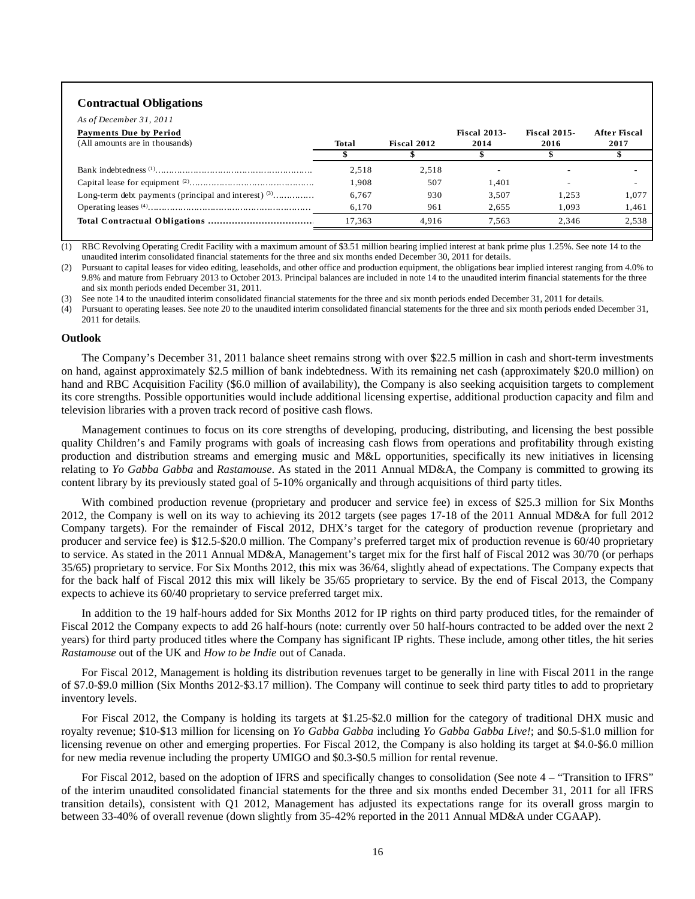### Contractual Obligations

*As of December 31, 2011*

| **Payments Due by Period** (All amounts are in thousands) | **Total** | **Fiscal 2012** | **Fiscal 2013-2014** | **Fiscal 2015-2016** | **After Fiscal 2017** |
|---|---|---|---|---|---|
| | $ | $ | $ | $ | $ |
| Bank indebtedness [(1)] | 2,518 | 2,518 | - | - | - |
| Capital lease for equipment [(2)] | 1,908 | 507 | 1,401 | - | - |
| Long-term debt payments (principal and interest) [(3)] | 6,767 | 930 | 3,507 | 1,253 | 1,077 |
| Operating leases [(4)] | 6,170 | 961 | 2,655 | 1,093 | 1,461 |
| **Total Contractual Obligations** | 17,363 | 4,916 | 7,563 | 2,346 | 2,538 |

(1) RBC Revolving Operating Credit Facility with a maximum amount of $3.51 million bearing implied interest at bank prime plus 1.25%. See note 14 to the unaudited interim consolidated financial statements for the three and six months ended December 30, 2011 for details.

(2) Pursuant to capital leases for video editing, leaseholds, and other office and production equipment, the obligations bear implied interest ranging from 4.0% to 9.8% and mature from February 2013 to October 2013. Principal balances are included in note 14 to the unaudited interim financial statements for the three and six month periods ended December 31, 2011.

(3) See note 14 to the unaudited interim consolidated financial statements for the three and six month periods ended December 31, 2011 for details.

(4) Pursuant to operating leases. See note 20 to the unaudited interim consolidated financial statements for the three and six month periods ended December 31, 2011 for details.

### Outlook

The Company's December 31, 2011 balance sheet remains strong with over $22.5 million in cash and short-term investments on hand, against approximately $2.5 million of bank indebtedness. With its remaining net cash (approximately $20.0 million) on hand and RBC Acquisition Facility ($6.0 million of availability), the Company is also seeking acquisition targets to complement its core strengths. Possible opportunities would include additional licensing expertise, additional production capacity and film and television libraries with a proven track record of positive cash flows.

Management continues to focus on its core strengths of developing, producing, distributing, and licensing the best possible quality Children's and Family programs with goals of increasing cash flows from operations and profitability through existing production and distribution streams and emerging music and M&L opportunities, specifically its new initiatives in licensing relating to *Yo Gabba Gabba* and *Rastamouse*. As stated in the 2011 Annual MD&A, the Company is committed to growing its content library by its previously stated goal of 5-10% organically and through acquisitions of third party titles.

With combined production revenue (proprietary and producer and service fee) in excess of $25.3 million for Six Months 2012, the Company is well on its way to achieving its 2012 targets (see pages 17-18 of the 2011 Annual MD&A for full 2012 Company targets). For the remainder of Fiscal 2012, DHX's target for the category of production revenue (proprietary and producer and service fee) is $12.5-$20.0 million. The Company's preferred target mix of production revenue is 60/40 proprietary to service. As stated in the 2011 Annual MD&A, Management's target mix for the first half of Fiscal 2012 was 30/70 (or perhaps 35/65) proprietary to service. For Six Months 2012, this mix was 36/64, slightly ahead of expectations. The Company expects that for the back half of Fiscal 2012 this mix will likely be 35/65 proprietary to service. By the end of Fiscal 2013, the Company expects to achieve its 60/40 proprietary to service preferred target mix.

In addition to the 19 half-hours added for Six Months 2012 for IP rights on third party produced titles, for the remainder of Fiscal 2012 the Company expects to add 26 half-hours (note: currently over 50 half-hours contracted to be added over the next 2 years) for third party produced titles where the Company has significant IP rights. These include, among other titles, the hit series *Rastamouse* out of the UK and *How to be Indie* out of Canada.

For Fiscal 2012, Management is holding its distribution revenues target to be generally in line with Fiscal 2011 in the range of $7.0-$9.0 million (Six Months 2012-$3.17 million). The Company will continue to seek third party titles to add to proprietary inventory levels.

For Fiscal 2012, the Company is holding its targets at $1.25-$2.0 million for the category of traditional DHX music and royalty revenue; $10-$13 million for licensing on *Yo Gabba Gabba* including *Yo Gabba Gabba Live!*; and $0.5-$1.0 million for licensing revenue on other and emerging properties. For Fiscal 2012, the Company is also holding its target at $4.0-$6.0 million for new media revenue including the property UMIGO and $0.3-$0.5 million for rental revenue.

For Fiscal 2012, based on the adoption of IFRS and specifically changes to consolidation (See note 4 – "Transition to IFRS" of the interim unaudited consolidated financial statements for the three and six months ended December 31, 2011 for all IFRS transition details), consistent with Q1 2012, Management has adjusted its expectations range for its overall gross margin to between 33-40% of overall revenue (down slightly from 35-42% reported in the 2011 Annual MD&A under CGAAP).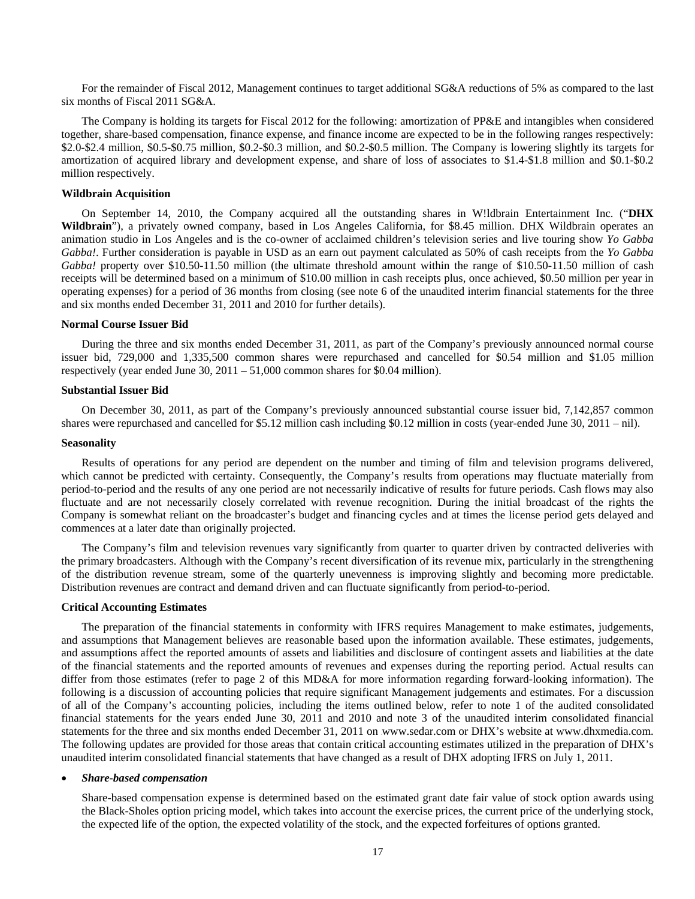For the remainder of Fiscal 2012, Management continues to target additional SG&A reductions of 5% as compared to the last six months of Fiscal 2011 SG&A.

The Company is holding its targets for Fiscal 2012 for the following: amortization of PP&E and intangibles when considered together, share-based compensation, finance expense, and finance income are expected to be in the following ranges respectively: \$2.0-\$2.4 million, \$0.5-\$0.75 million, \$0.2-\$0.3 million, and \$0.2-\$0.5 million. The Company is lowering slightly its targets for amortization of acquired library and development expense, and share of loss of associates to \$1.4-\$1.8 million and \$0.1-\$0.2 million respectively.

**Wildbrain Acquisition**

On September 14, 2010, the Company acquired all the outstanding shares in W!ldbrain Entertainment Inc. ("**DHX Wildbrain**"), a privately owned company, based in Los Angeles California, for \$8.45 million. DHX Wildbrain operates an animation studio in Los Angeles and is the co-owner of acclaimed children's television series and live touring show *Yo Gabba Gabba!*. Further consideration is payable in USD as an earn out payment calculated as 50% of cash receipts from the *Yo Gabba Gabba!* property over \$10.50-11.50 million (the ultimate threshold amount within the range of \$10.50-11.50 million of cash receipts will be determined based on a minimum of \$10.00 million in cash receipts plus, once achieved, \$0.50 million per year in operating expenses) for a period of 36 months from closing (see note 6 of the unaudited interim financial statements for the three and six months ended December 31, 2011 and 2010 for further details).

**Normal Course Issuer Bid**

During the three and six months ended December 31, 2011, as part of the Company's previously announced normal course issuer bid, 729,000 and 1,335,500 common shares were repurchased and cancelled for \$0.54 million and \$1.05 million respectively (year ended June 30, 2011 – 51,000 common shares for \$0.04 million).

**Substantial Issuer Bid**

On December 30, 2011, as part of the Company's previously announced substantial course issuer bid, 7,142,857 common shares were repurchased and cancelled for \$5.12 million cash including \$0.12 million in costs (year-ended June 30, 2011 – nil).

**Seasonality**

Results of operations for any period are dependent on the number and timing of film and television programs delivered, which cannot be predicted with certainty. Consequently, the Company's results from operations may fluctuate materially from period-to-period and the results of any one period are not necessarily indicative of results for future periods. Cash flows may also fluctuate and are not necessarily closely correlated with revenue recognition. During the initial broadcast of the rights the Company is somewhat reliant on the broadcaster's budget and financing cycles and at times the license period gets delayed and commences at a later date than originally projected.

The Company's film and television revenues vary significantly from quarter to quarter driven by contracted deliveries with the primary broadcasters. Although with the Company's recent diversification of its revenue mix, particularly in the strengthening of the distribution revenue stream, some of the quarterly unevenness is improving slightly and becoming more predictable. Distribution revenues are contract and demand driven and can fluctuate significantly from period-to-period.

**Critical Accounting Estimates**

The preparation of the financial statements in conformity with IFRS requires Management to make estimates, judgements, and assumptions that Management believes are reasonable based upon the information available. These estimates, judgements, and assumptions affect the reported amounts of assets and liabilities and disclosure of contingent assets and liabilities at the date of the financial statements and the reported amounts of revenues and expenses during the reporting period. Actual results can differ from those estimates (refer to page 2 of this MD&A for more information regarding forward-looking information). The following is a discussion of accounting policies that require significant Management judgements and estimates. For a discussion of all of the Company's accounting policies, including the items outlined below, refer to note 1 of the audited consolidated financial statements for the years ended June 30, 2011 and 2010 and note 3 of the unaudited interim consolidated financial statements for the three and six months ended December 31, 2011 on www.sedar.com or DHX's website at www.dhxmedia.com. The following updates are provided for those areas that contain critical accounting estimates utilized in the preparation of DHX's unaudited interim consolidated financial statements that have changed as a result of DHX adopting IFRS on July 1, 2011.

- ***Share-based compensation***

  Share-based compensation expense is determined based on the estimated grant date fair value of stock option awards using the Black-Sholes option pricing model, which takes into account the exercise prices, the current price of the underlying stock, the expected life of the option, the expected volatility of the stock, and the expected forfeitures of options granted.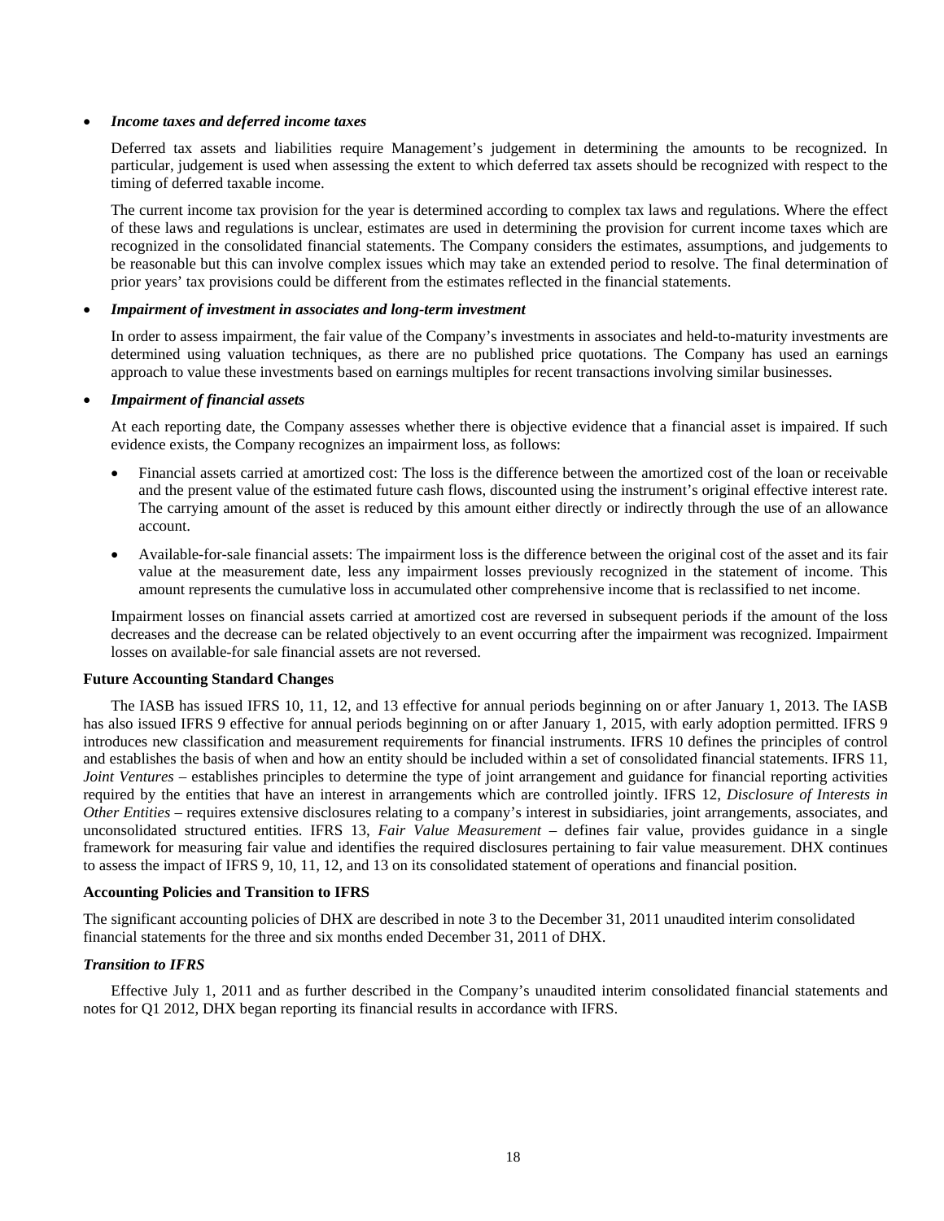- ***Income taxes and deferred income taxes***

  Deferred tax assets and liabilities require Management's judgement in determining the amounts to be recognized. In particular, judgement is used when assessing the extent to which deferred tax assets should be recognized with respect to the timing of deferred taxable income.

  The current income tax provision for the year is determined according to complex tax laws and regulations. Where the effect of these laws and regulations is unclear, estimates are used in determining the provision for current income taxes which are recognized in the consolidated financial statements. The Company considers the estimates, assumptions, and judgements to be reasonable but this can involve complex issues which may take an extended period to resolve. The final determination of prior years' tax provisions could be different from the estimates reflected in the financial statements.

- ***Impairment of investment in associates and long-term investment***

  In order to assess impairment, the fair value of the Company's investments in associates and held-to-maturity investments are determined using valuation techniques, as there are no published price quotations. The Company has used an earnings approach to value these investments based on earnings multiples for recent transactions involving similar businesses.

- ***Impairment of financial assets***

  At each reporting date, the Company assesses whether there is objective evidence that a financial asset is impaired. If such evidence exists, the Company recognizes an impairment loss, as follows:

  - Financial assets carried at amortized cost: The loss is the difference between the amortized cost of the loan or receivable and the present value of the estimated future cash flows, discounted using the instrument's original effective interest rate. The carrying amount of the asset is reduced by this amount either directly or indirectly through the use of an allowance account.

  - Available-for-sale financial assets: The impairment loss is the difference between the original cost of the asset and its fair value at the measurement date, less any impairment losses previously recognized in the statement of income. This amount represents the cumulative loss in accumulated other comprehensive income that is reclassified to net income.

  Impairment losses on financial assets carried at amortized cost are reversed in subsequent periods if the amount of the loss decreases and the decrease can be related objectively to an event occurring after the impairment was recognized. Impairment losses on available-for sale financial assets are not reversed.

**Future Accounting Standard Changes**

The IASB has issued IFRS 10, 11, 12, and 13 effective for annual periods beginning on or after January 1, 2013. The IASB has also issued IFRS 9 effective for annual periods beginning on or after January 1, 2015, with early adoption permitted. IFRS 9 introduces new classification and measurement requirements for financial instruments. IFRS 10 defines the principles of control and establishes the basis of when and how an entity should be included within a set of consolidated financial statements. IFRS 11, *Joint Ventures* – establishes principles to determine the type of joint arrangement and guidance for financial reporting activities required by the entities that have an interest in arrangements which are controlled jointly. IFRS 12, *Disclosure of Interests in Other Entities* – requires extensive disclosures relating to a company's interest in subsidiaries, joint arrangements, associates, and unconsolidated structured entities. IFRS 13, *Fair Value Measurement* – defines fair value, provides guidance in a single framework for measuring fair value and identifies the required disclosures pertaining to fair value measurement. DHX continues to assess the impact of IFRS 9, 10, 11, 12, and 13 on its consolidated statement of operations and financial position.

**Accounting Policies and Transition to IFRS**

The significant accounting policies of DHX are described in note 3 to the December 31, 2011 unaudited interim consolidated financial statements for the three and six months ended December 31, 2011 of DHX.

***Transition to IFRS***

Effective July 1, 2011 and as further described in the Company's unaudited interim consolidated financial statements and notes for Q1 2012, DHX began reporting its financial results in accordance with IFRS.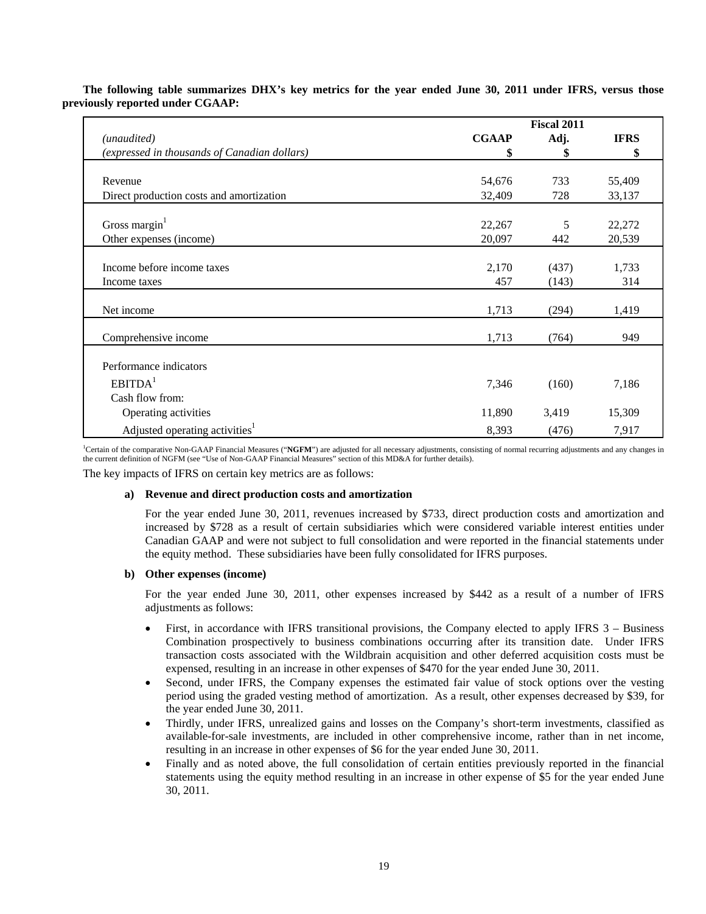**The following table summarizes DHX's key metrics for the year ended June 30, 2011 under IFRS, versus those previously reported under CGAAP:**

| | Fiscal 2011 | | |
|---|---|---|---|
| *(unaudited)* | **CGAAP** | **Adj.** | **IFRS** |
| *(expressed in thousands of Canadian dollars)* | **$** | **$** | **$** |
| Revenue | 54,676 | 733 | 55,409 |
| Direct production costs and amortization | 32,409 | 728 | 33,137 |
| Gross margin[1] | 22,267 | 5 | 22,272 |
| Other expenses (income) | 20,097 | 442 | 20,539 |
| Income before income taxes | 2,170 | (437) | 1,733 |
| Income taxes | 457 | (143) | 314 |
| Net income | 1,713 | (294) | 1,419 |
| Comprehensive income | 1,713 | (764) | 949 |
| Performance indicators | | | |
| EBITDA[1] | 7,346 | (160) | 7,186 |
| Cash flow from: | | | |
| Operating activities | 11,890 | 3,419 | 15,309 |
| Adjusted operating activities[1] | 8,393 | (476) | 7,917 |

[1]Certain of the comparative Non-GAAP Financial Measures ("**NGFM**") are adjusted for all necessary adjustments, consisting of normal recurring adjustments and any changes in the current definition of NGFM (see "Use of Non-GAAP Financial Measures" section of this MD&A for further details).

The key impacts of IFRS on certain key metrics are as follows:

**a) Revenue and direct production costs and amortization**

For the year ended June 30, 2011, revenues increased by $733, direct production costs and amortization and increased by $728 as a result of certain subsidiaries which were considered variable interest entities under Canadian GAAP and were not subject to full consolidation and were reported in the financial statements under the equity method. These subsidiaries have been fully consolidated for IFRS purposes.

**b) Other expenses (income)**

For the year ended June 30, 2011, other expenses increased by $442 as a result of a number of IFRS adjustments as follows:

- First, in accordance with IFRS transitional provisions, the Company elected to apply IFRS 3 – Business Combination prospectively to business combinations occurring after its transition date. Under IFRS transaction costs associated with the Wildbrain acquisition and other deferred acquisition costs must be expensed, resulting in an increase in other expenses of $470 for the year ended June 30, 2011.
- Second, under IFRS, the Company expenses the estimated fair value of stock options over the vesting period using the graded vesting method of amortization. As a result, other expenses decreased by $39, for the year ended June 30, 2011.
- Thirdly, under IFRS, unrealized gains and losses on the Company's short-term investments, classified as available-for-sale investments, are included in other comprehensive income, rather than in net income, resulting in an increase in other expenses of $6 for the year ended June 30, 2011.
- Finally and as noted above, the full consolidation of certain entities previously reported in the financial statements using the equity method resulting in an increase in other expense of $5 for the year ended June 30, 2011.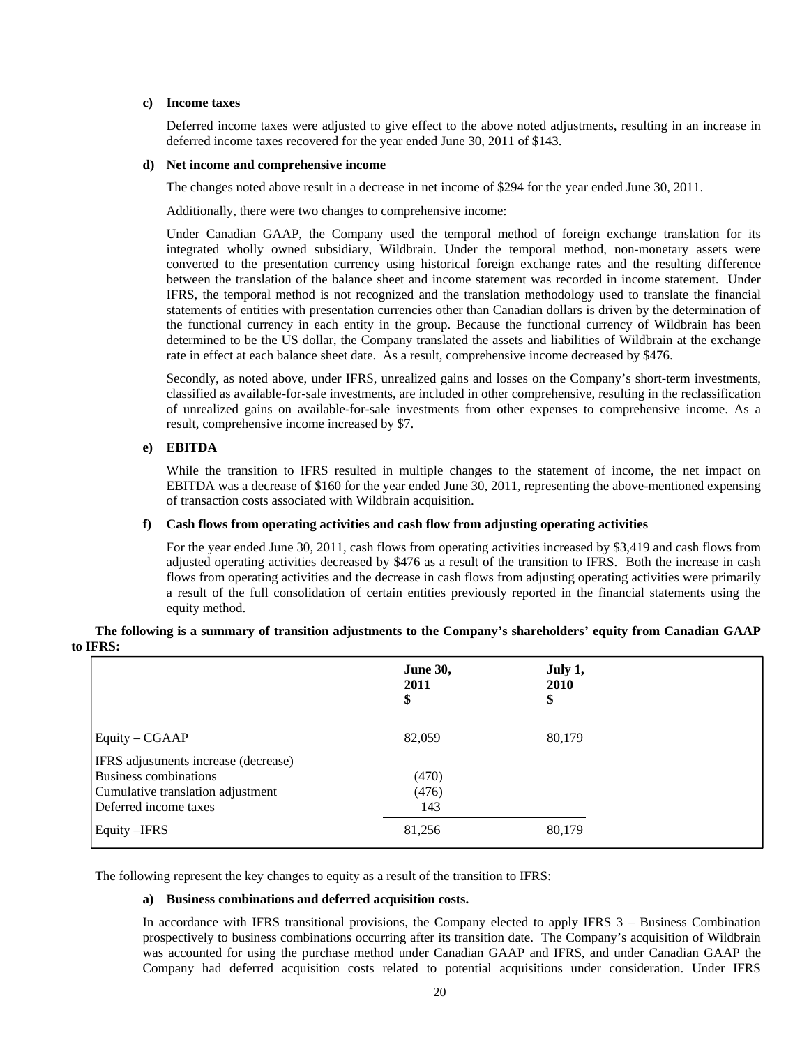**c) Income taxes**

Deferred income taxes were adjusted to give effect to the above noted adjustments, resulting in an increase in deferred income taxes recovered for the year ended June 30, 2011 of $143.

**d) Net income and comprehensive income**

The changes noted above result in a decrease in net income of $294 for the year ended June 30, 2011.

Additionally, there were two changes to comprehensive income:

Under Canadian GAAP, the Company used the temporal method of foreign exchange translation for its integrated wholly owned subsidiary, Wildbrain. Under the temporal method, non-monetary assets were converted to the presentation currency using historical foreign exchange rates and the resulting difference between the translation of the balance sheet and income statement was recorded in income statement. Under IFRS, the temporal method is not recognized and the translation methodology used to translate the financial statements of entities with presentation currencies other than Canadian dollars is driven by the determination of the functional currency in each entity in the group. Because the functional currency of Wildbrain has been determined to be the US dollar, the Company translated the assets and liabilities of Wildbrain at the exchange rate in effect at each balance sheet date. As a result, comprehensive income decreased by $476.

Secondly, as noted above, under IFRS, unrealized gains and losses on the Company's short-term investments, classified as available-for-sale investments, are included in other comprehensive, resulting in the reclassification of unrealized gains on available-for-sale investments from other expenses to comprehensive income. As a result, comprehensive income increased by $7.

**e) EBITDA**

While the transition to IFRS resulted in multiple changes to the statement of income, the net impact on EBITDA was a decrease of $160 for the year ended June 30, 2011, representing the above-mentioned expensing of transaction costs associated with Wildbrain acquisition.

**f) Cash flows from operating activities and cash flow from adjusting operating activities**

For the year ended June 30, 2011, cash flows from operating activities increased by $3,419 and cash flows from adjusted operating activities decreased by $476 as a result of the transition to IFRS. Both the increase in cash flows from operating activities and the decrease in cash flows from adjusting operating activities were primarily a result of the full consolidation of certain entities previously reported in the financial statements using the equity method.

**The following is a summary of transition adjustments to the Company's shareholders' equity from Canadian GAAP to IFRS:**

| | June 30, 2011 $ | July 1, 2010 $ |
|---|---|---|
| Equity – CGAAP | 82,059 | 80,179 |
| IFRS adjustments increase (decrease) | | |
| Business combinations | (470) | |
| Cumulative translation adjustment | (476) | |
| Deferred income taxes | 143 | |
| Equity –IFRS | 81,256 | 80,179 |

The following represent the key changes to equity as a result of the transition to IFRS:

**a) Business combinations and deferred acquisition costs.**

In accordance with IFRS transitional provisions, the Company elected to apply IFRS 3 – Business Combination prospectively to business combinations occurring after its transition date. The Company's acquisition of Wildbrain was accounted for using the purchase method under Canadian GAAP and IFRS, and under Canadian GAAP the Company had deferred acquisition costs related to potential acquisitions under consideration. Under IFRS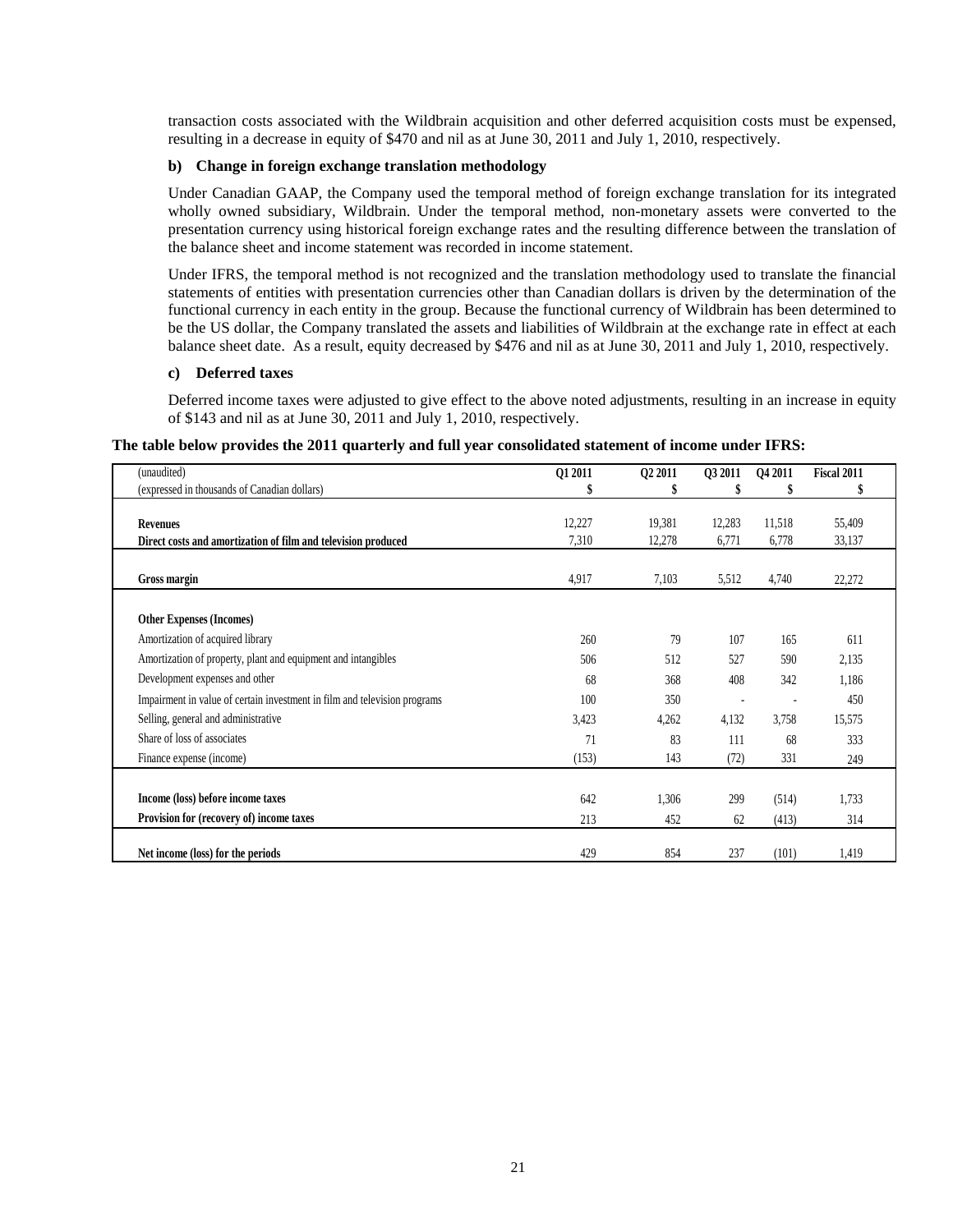transaction costs associated with the Wildbrain acquisition and other deferred acquisition costs must be expensed, resulting in a decrease in equity of $470 and nil as at June 30, 2011 and July 1, 2010, respectively.

**b) Change in foreign exchange translation methodology**

Under Canadian GAAP, the Company used the temporal method of foreign exchange translation for its integrated wholly owned subsidiary, Wildbrain. Under the temporal method, non-monetary assets were converted to the presentation currency using historical foreign exchange rates and the resulting difference between the translation of the balance sheet and income statement was recorded in income statement.

Under IFRS, the temporal method is not recognized and the translation methodology used to translate the financial statements of entities with presentation currencies other than Canadian dollars is driven by the determination of the functional currency in each entity in the group. Because the functional currency of Wildbrain has been determined to be the US dollar, the Company translated the assets and liabilities of Wildbrain at the exchange rate in effect at each balance sheet date. As a result, equity decreased by $476 and nil as at June 30, 2011 and July 1, 2010, respectively.

**c) Deferred taxes**

Deferred income taxes were adjusted to give effect to the above noted adjustments, resulting in an increase in equity of $143 and nil as at June 30, 2011 and July 1, 2010, respectively.

**The table below provides the 2011 quarterly and full year consolidated statement of income under IFRS:**

| (unaudited)<br>(expressed in thousands of Canadian dollars) | Q1 2011<br>$ | Q2 2011<br>$ | Q3 2011<br>$ | Q4 2011<br>$ | Fiscal 2011<br>$ |
|---|---|---|---|---|---|
| **Revenues** | 12,227 | 19,381 | 12,283 | 11,518 | 55,409 |
| **Direct costs and amortization of film and television produced** | 7,310 | 12,278 | 6,771 | 6,778 | 33,137 |
| **Gross margin** | 4,917 | 7,103 | 5,512 | 4,740 | 22,272 |
| **Other Expenses (Incomes)** | | | | | |
| Amortization of acquired library | 260 | 79 | 107 | 165 | 611 |
| Amortization of property, plant and equipment and intangibles | 506 | 512 | 527 | 590 | 2,135 |
| Development expenses and other | 68 | 368 | 408 | 342 | 1,186 |
| Impairment in value of certain investment in film and television programs | 100 | 350 | - | - | 450 |
| Selling, general and administrative | 3,423 | 4,262 | 4,132 | 3,758 | 15,575 |
| Share of loss of associates | 71 | 83 | 111 | 68 | 333 |
| Finance expense (income) | (153) | 143 | (72) | 331 | 249 |
| **Income (loss) before income taxes** | 642 | 1,306 | 299 | (514) | 1,733 |
| **Provision for (recovery of) income taxes** | 213 | 452 | 62 | (413) | 314 |
| **Net income (loss) for the periods** | 429 | 854 | 237 | (101) | 1,419 |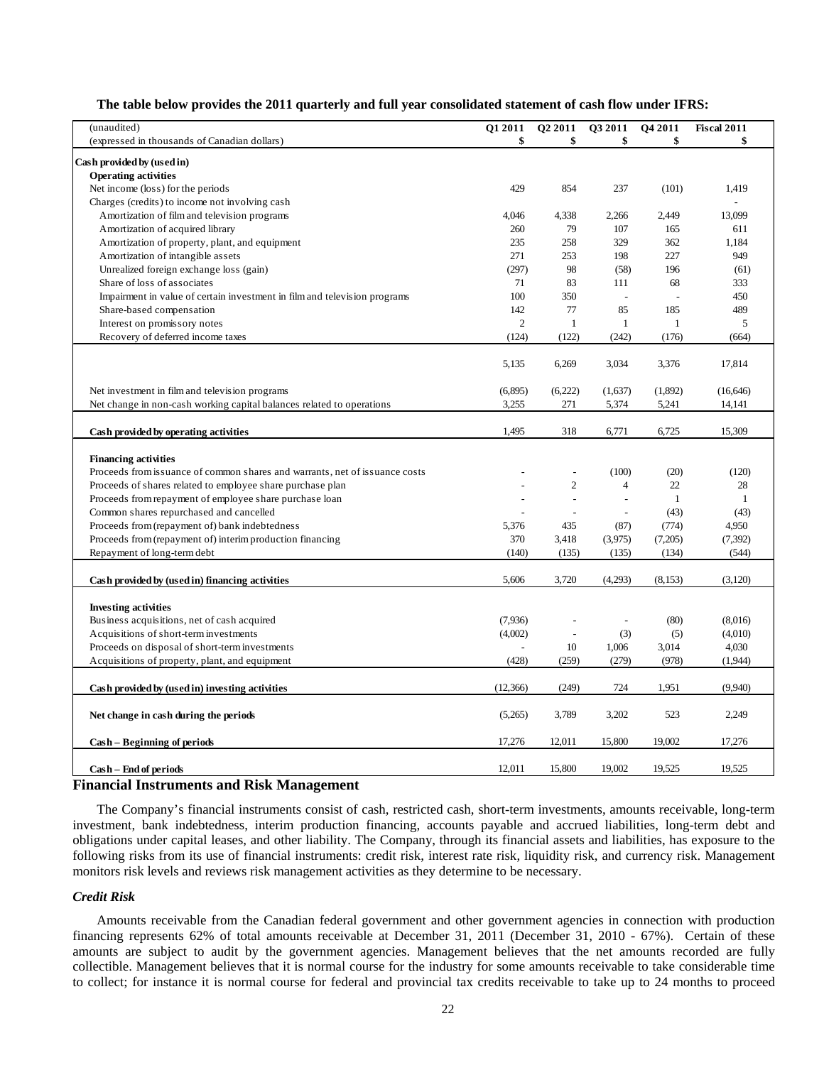**The table below provides the 2011 quarterly and full year consolidated statement of cash flow under IFRS:**

| (unaudited)<br>(expressed in thousands of Canadian dollars) | Q1 2011<br>$ | Q2 2011<br>$ | Q3 2011<br>$ | Q4 2011<br>$ | Fiscal 2011<br>$ |
|---|---|---|---|---|---|
| **Cash provided by (used in)** | | | | | |
| **Operating activities** | | | | | |
| Net income (loss) for the periods | 429 | 854 | 237 | (101) | 1,419 |
| Charges (credits) to income not involving cash | | | | | - |
| Amortization of film and television programs | 4,046 | 4,338 | 2,266 | 2,449 | 13,099 |
| Amortization of acquired library | 260 | 79 | 107 | 165 | 611 |
| Amortization of property, plant, and equipment | 235 | 258 | 329 | 362 | 1,184 |
| Amortization of intangible assets | 271 | 253 | 198 | 227 | 949 |
| Unrealized foreign exchange loss (gain) | (297) | 98 | (58) | 196 | (61) |
| Share of loss of associates | 71 | 83 | 111 | 68 | 333 |
| Impairment in value of certain investment in film and television programs | 100 | 350 | - | - | 450 |
| Share-based compensation | 142 | 77 | 85 | 185 | 489 |
| Interest on promissory notes | 2 | 1 | 1 | 1 | 5 |
| Recovery of deferred income taxes | (124) | (122) | (242) | (176) | (664) |
| | 5,135 | 6,269 | 3,034 | 3,376 | 17,814 |
| Net investment in film and television programs | (6,895) | (6,222) | (1,637) | (1,892) | (16,646) |
| Net change in non-cash working capital balances related to operations | 3,255 | 271 | 5,374 | 5,241 | 14,141 |
| **Cash provided by operating activities** | 1,495 | 318 | 6,771 | 6,725 | 15,309 |
| **Financing activities** | | | | | |
| Proceeds from issuance of common shares and warrants, net of issuance costs | - | - | (100) | (20) | (120) |
| Proceeds of shares related to employee share purchase plan | - | 2 | 4 | 22 | 28 |
| Proceeds from repayment of employee share purchase loan | - | - | - | 1 | 1 |
| Common shares repurchased and cancelled | - | - | - | (43) | (43) |
| Proceeds from (repayment of) bank indebtedness | 5,376 | 435 | (87) | (774) | 4,950 |
| Proceeds from (repayment of) interim production financing | 370 | 3,418 | (3,975) | (7,205) | (7,392) |
| Repayment of long-term debt | (140) | (135) | (135) | (134) | (544) |
| **Cash provided by (used in) financing activities** | 5,606 | 3,720 | (4,293) | (8,153) | (3,120) |
| **Investing activities** | | | | | |
| Business acquisitions, net of cash acquired | (7,936) | - | - | (80) | (8,016) |
| Acquisitions of short-term investments | (4,002) | - | (3) | (5) | (4,010) |
| Proceeds on disposal of short-term investments | - | 10 | 1,006 | 3,014 | 4,030 |
| Acquisitions of property, plant, and equipment | (428) | (259) | (279) | (978) | (1,944) |
| **Cash provided by (used in) investing activities** | (12,366) | (249) | 724 | 1,951 | (9,940) |
| **Net change in cash during the periods** | (5,265) | 3,789 | 3,202 | 523 | 2,249 |
| **Cash – Beginning of periods** | 17,276 | 12,011 | 15,800 | 19,002 | 17,276 |
| **Cash – End of periods** | 12,011 | 15,800 | 19,002 | 19,525 | 19,525 |

## Financial Instruments and Risk Management

The Company's financial instruments consist of cash, restricted cash, short-term investments, amounts receivable, long-term investment, bank indebtedness, interim production financing, accounts payable and accrued liabilities, long-term debt and obligations under capital leases, and other liability. The Company, through its financial assets and liabilities, has exposure to the following risks from its use of financial instruments: credit risk, interest rate risk, liquidity risk, and currency risk. Management monitors risk levels and reviews risk management activities as they determine to be necessary.

### *Credit Risk*

Amounts receivable from the Canadian federal government and other government agencies in connection with production financing represents 62% of total amounts receivable at December 31, 2011 (December 31, 2010 - 67%). Certain of these amounts are subject to audit by the government agencies. Management believes that the net amounts recorded are fully collectible. Management believes that it is normal course for the industry for some amounts receivable to take considerable time to collect; for instance it is normal course for federal and provincial tax credits receivable to take up to 24 months to proceed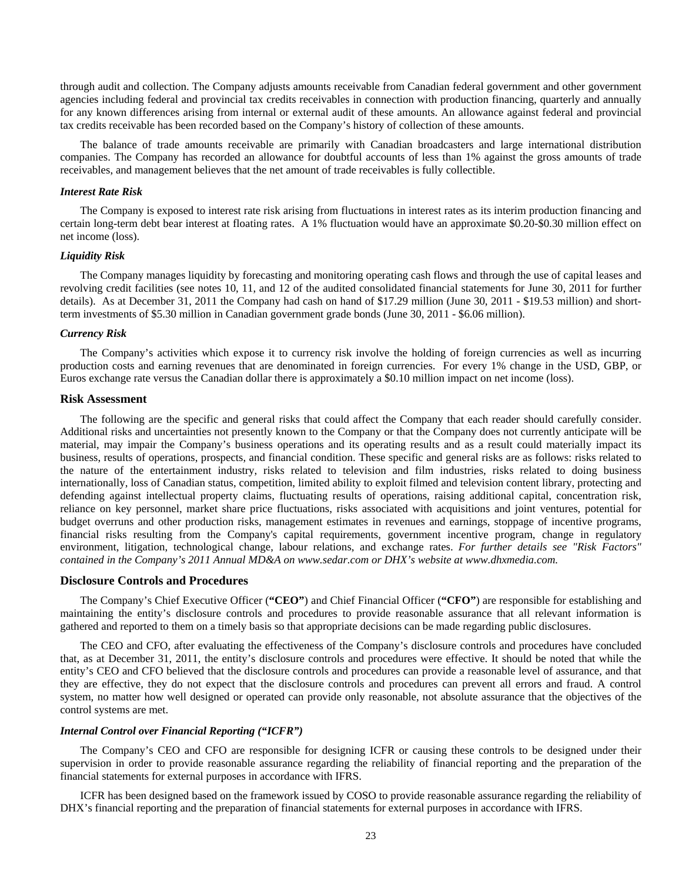through audit and collection. The Company adjusts amounts receivable from Canadian federal government and other government agencies including federal and provincial tax credits receivables in connection with production financing, quarterly and annually for any known differences arising from internal or external audit of these amounts. An allowance against federal and provincial tax credits receivable has been recorded based on the Company's history of collection of these amounts.

The balance of trade amounts receivable are primarily with Canadian broadcasters and large international distribution companies. The Company has recorded an allowance for doubtful accounts of less than 1% against the gross amounts of trade receivables, and management believes that the net amount of trade receivables is fully collectible.

### *Interest Rate Risk*

The Company is exposed to interest rate risk arising from fluctuations in interest rates as its interim production financing and certain long-term debt bear interest at floating rates. A 1% fluctuation would have an approximate $0.20-$0.30 million effect on net income (loss).

### *Liquidity Risk*

The Company manages liquidity by forecasting and monitoring operating cash flows and through the use of capital leases and revolving credit facilities (see notes 10, 11, and 12 of the audited consolidated financial statements for June 30, 2011 for further details). As at December 31, 2011 the Company had cash on hand of $17.29 million (June 30, 2011 - $19.53 million) and short-term investments of $5.30 million in Canadian government grade bonds (June 30, 2011 - $6.06 million).

### *Currency Risk*

The Company's activities which expose it to currency risk involve the holding of foreign currencies as well as incurring production costs and earning revenues that are denominated in foreign currencies. For every 1% change in the USD, GBP, or Euros exchange rate versus the Canadian dollar there is approximately a $0.10 million impact on net income (loss).

## Risk Assessment

The following are the specific and general risks that could affect the Company that each reader should carefully consider. Additional risks and uncertainties not presently known to the Company or that the Company does not currently anticipate will be material, may impair the Company's business operations and its operating results and as a result could materially impact its business, results of operations, prospects, and financial condition. These specific and general risks are as follows: risks related to the nature of the entertainment industry, risks related to television and film industries, risks related to doing business internationally, loss of Canadian status, competition, limited ability to exploit filmed and television content library, protecting and defending against intellectual property claims, fluctuating results of operations, raising additional capital, concentration risk, reliance on key personnel, market share price fluctuations, risks associated with acquisitions and joint ventures, potential for budget overruns and other production risks, management estimates in revenues and earnings, stoppage of incentive programs, financial risks resulting from the Company's capital requirements, government incentive program, change in regulatory environment, litigation, technological change, labour relations, and exchange rates. *For further details see "Risk Factors" contained in the Company's 2011 Annual MD&A on www.sedar.com or DHX's website at www.dhxmedia.com.*

## Disclosure Controls and Procedures

The Company's Chief Executive Officer (**"CEO"**) and Chief Financial Officer (**"CFO"**) are responsible for establishing and maintaining the entity's disclosure controls and procedures to provide reasonable assurance that all relevant information is gathered and reported to them on a timely basis so that appropriate decisions can be made regarding public disclosures.

The CEO and CFO, after evaluating the effectiveness of the Company's disclosure controls and procedures have concluded that, as at December 31, 2011, the entity's disclosure controls and procedures were effective. It should be noted that while the entity's CEO and CFO believed that the disclosure controls and procedures can provide a reasonable level of assurance, and that they are effective, they do not expect that the disclosure controls and procedures can prevent all errors and fraud. A control system, no matter how well designed or operated can provide only reasonable, not absolute assurance that the objectives of the control systems are met.

### *Internal Control over Financial Reporting ("ICFR")*

The Company's CEO and CFO are responsible for designing ICFR or causing these controls to be designed under their supervision in order to provide reasonable assurance regarding the reliability of financial reporting and the preparation of the financial statements for external purposes in accordance with IFRS.

ICFR has been designed based on the framework issued by COSO to provide reasonable assurance regarding the reliability of DHX's financial reporting and the preparation of financial statements for external purposes in accordance with IFRS.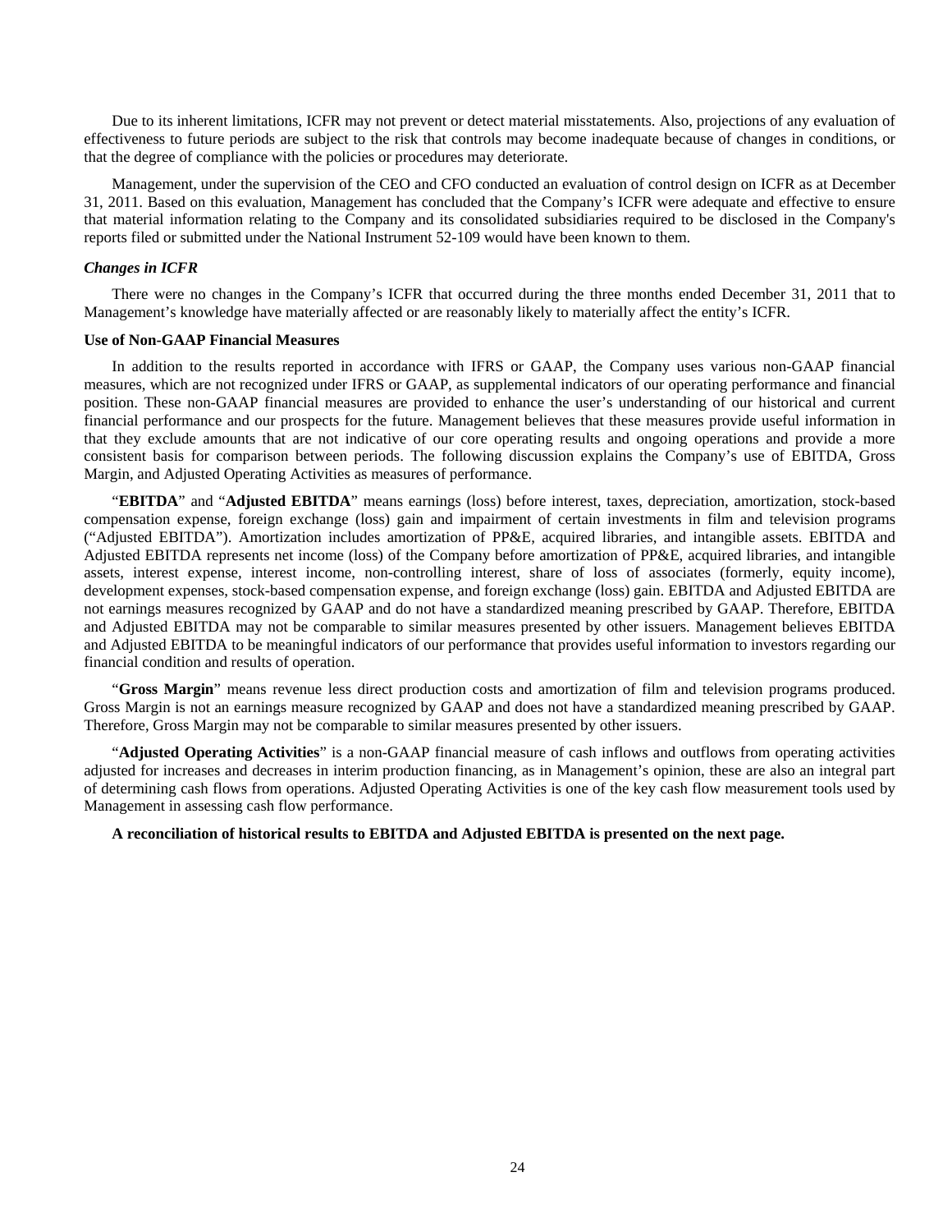Due to its inherent limitations, ICFR may not prevent or detect material misstatements. Also, projections of any evaluation of effectiveness to future periods are subject to the risk that controls may become inadequate because of changes in conditions, or that the degree of compliance with the policies or procedures may deteriorate.

Management, under the supervision of the CEO and CFO conducted an evaluation of control design on ICFR as at December 31, 2011. Based on this evaluation, Management has concluded that the Company's ICFR were adequate and effective to ensure that material information relating to the Company and its consolidated subsidiaries required to be disclosed in the Company's reports filed or submitted under the National Instrument 52-109 would have been known to them.

***Changes in ICFR***

There were no changes in the Company's ICFR that occurred during the three months ended December 31, 2011 that to Management's knowledge have materially affected or are reasonably likely to materially affect the entity's ICFR.

**Use of Non-GAAP Financial Measures**

In addition to the results reported in accordance with IFRS or GAAP, the Company uses various non-GAAP financial measures, which are not recognized under IFRS or GAAP, as supplemental indicators of our operating performance and financial position. These non-GAAP financial measures are provided to enhance the user's understanding of our historical and current financial performance and our prospects for the future. Management believes that these measures provide useful information in that they exclude amounts that are not indicative of our core operating results and ongoing operations and provide a more consistent basis for comparison between periods. The following discussion explains the Company's use of EBITDA, Gross Margin, and Adjusted Operating Activities as measures of performance.

"**EBITDA**" and "**Adjusted EBITDA**" means earnings (loss) before interest, taxes, depreciation, amortization, stock-based compensation expense, foreign exchange (loss) gain and impairment of certain investments in film and television programs ("Adjusted EBITDA"). Amortization includes amortization of PP&E, acquired libraries, and intangible assets. EBITDA and Adjusted EBITDA represents net income (loss) of the Company before amortization of PP&E, acquired libraries, and intangible assets, interest expense, interest income, non-controlling interest, share of loss of associates (formerly, equity income), development expenses, stock-based compensation expense, and foreign exchange (loss) gain. EBITDA and Adjusted EBITDA are not earnings measures recognized by GAAP and do not have a standardized meaning prescribed by GAAP. Therefore, EBITDA and Adjusted EBITDA may not be comparable to similar measures presented by other issuers. Management believes EBITDA and Adjusted EBITDA to be meaningful indicators of our performance that provides useful information to investors regarding our financial condition and results of operation.

"**Gross Margin**" means revenue less direct production costs and amortization of film and television programs produced. Gross Margin is not an earnings measure recognized by GAAP and does not have a standardized meaning prescribed by GAAP. Therefore, Gross Margin may not be comparable to similar measures presented by other issuers.

"**Adjusted Operating Activities**" is a non-GAAP financial measure of cash inflows and outflows from operating activities adjusted for increases and decreases in interim production financing, as in Management's opinion, these are also an integral part of determining cash flows from operations. Adjusted Operating Activities is one of the key cash flow measurement tools used by Management in assessing cash flow performance.

**A reconciliation of historical results to EBITDA and Adjusted EBITDA is presented on the next page.**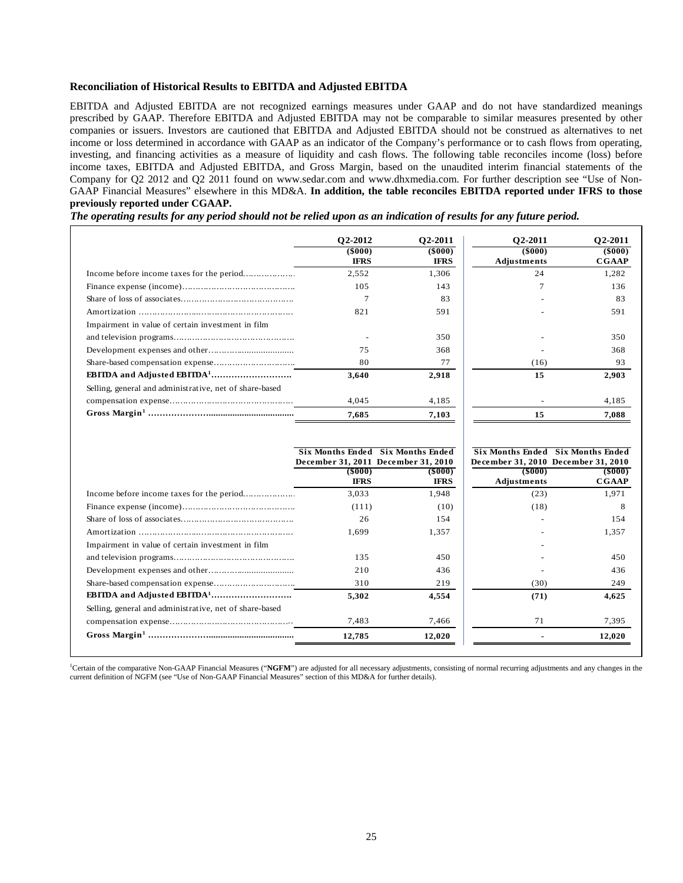**Reconciliation of Historical Results to EBITDA and Adjusted EBITDA**

EBITDA and Adjusted EBITDA are not recognized earnings measures under GAAP and do not have standardized meanings prescribed by GAAP. Therefore EBITDA and Adjusted EBITDA may not be comparable to similar measures presented by other companies or issuers. Investors are cautioned that EBITDA and Adjusted EBITDA should not be construed as alternatives to net income or loss determined in accordance with GAAP as an indicator of the Company's performance or to cash flows from operating, investing, and financing activities as a measure of liquidity and cash flows. The following table reconciles income (loss) before income taxes, EBITDA and Adjusted EBITDA, and Gross Margin, based on the unaudited interim financial statements of the Company for Q2 2012 and Q2 2011 found on www.sedar.com and www.dhxmedia.com. For further description see "Use of Non-GAAP Financial Measures" elsewhere in this MD&A. **In addition, the table reconciles EBITDA reported under IFRS to those previously reported under CGAAP.**

***The operating results for any period should not be relied upon as an indication of results for any future period.***

| | Q2-2012 ($000) IFRS | Q2-2011 ($000) IFRS | Q2-2011 ($000) Adjustments | Q2-2011 ($000) CGAAP |
|---|---|---|---|---|
| Income before income taxes for the period | 2,552 | 1,306 | 24 | 1,282 |
| Finance expense (income) | 105 | 143 | 7 | 136 |
| Share of loss of associates | 7 | 83 | - | 83 |
| Amortization | 821 | 591 | - | 591 |
| Impairment in value of certain investment in film and television programs | - | 350 | - | 350 |
| Development expenses and other | 75 | 368 | - | 368 |
| Share-based compensation expense | 80 | 77 | (16) | 93 |
| **EBITDA and Adjusted EBITDA[1]** | **3,640** | **2,918** | **15** | **2,903** |
| Selling, general and administrative, net of share-based compensation expense | 4,045 | 4,185 | - | 4,185 |
| **Gross Margin[1]** | **7,685** | **7,103** | **15** | **7,088** |

| | Six Months Ended December 31, 2011 ($000) IFRS | Six Months Ended December 31, 2010 ($000) IFRS | Six Months Ended December 31, 2010 ($000) Adjustments | Six Months Ended December 31, 2010 ($000) CGAAP |
|---|---|---|---|---|
| Income before income taxes for the period | 3,033 | 1,948 | (23) | 1,971 |
| Finance expense (income) | (111) | (10) | (18) | 8 |
| Share of loss of associates | 26 | 154 | - | 154 |
| Amortization | 1,699 | 1,357 | - | 1,357 |
| Impairment in value of certain investment in film and television programs | 135 | 450 | - | 450 |
| Development expenses and other | 210 | 436 | - | 436 |
| Share-based compensation expense | 310 | 219 | (30) | 249 |
| **EBITDA and Adjusted EBITDA[1]** | **5,302** | **4,554** | **(71)** | **4,625** |
| Selling, general and administrative, net of share-based compensation expense | 7,483 | 7,466 | 71 | 7,395 |
| **Gross Margin[1]** | **12,785** | **12,020** | **-** | **12,020** |

[1]Certain of the comparative Non-GAAP Financial Measures ("**NGFM**") are adjusted for all necessary adjustments, consisting of normal recurring adjustments and any changes in the current definition of NGFM (see "Use of Non-GAAP Financial Measures" section of this MD&A for further details).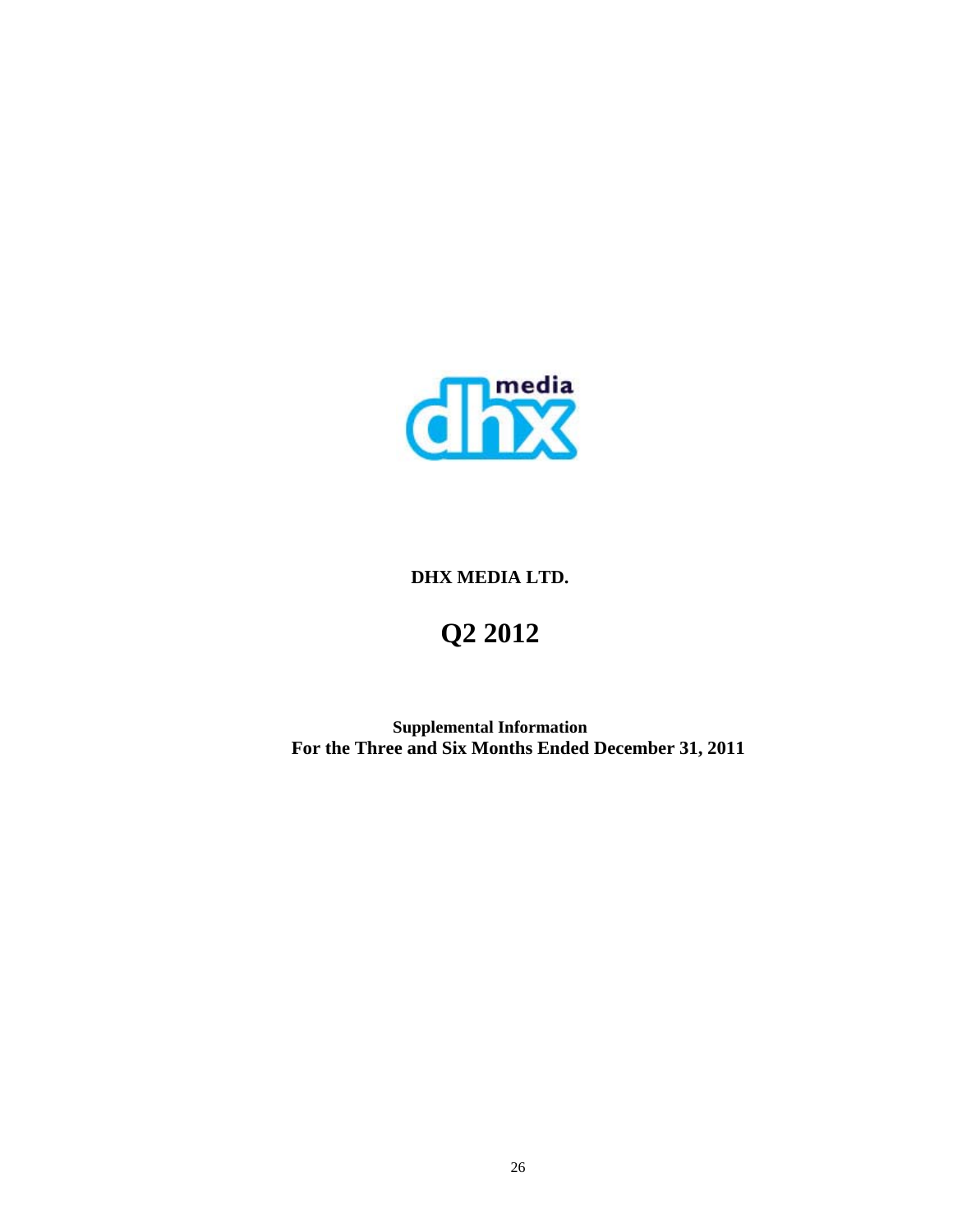**DHX MEDIA LTD.**

# Q2 2012

**Supplemental Information**
**For the Three and Six Months Ended December 31, 2011**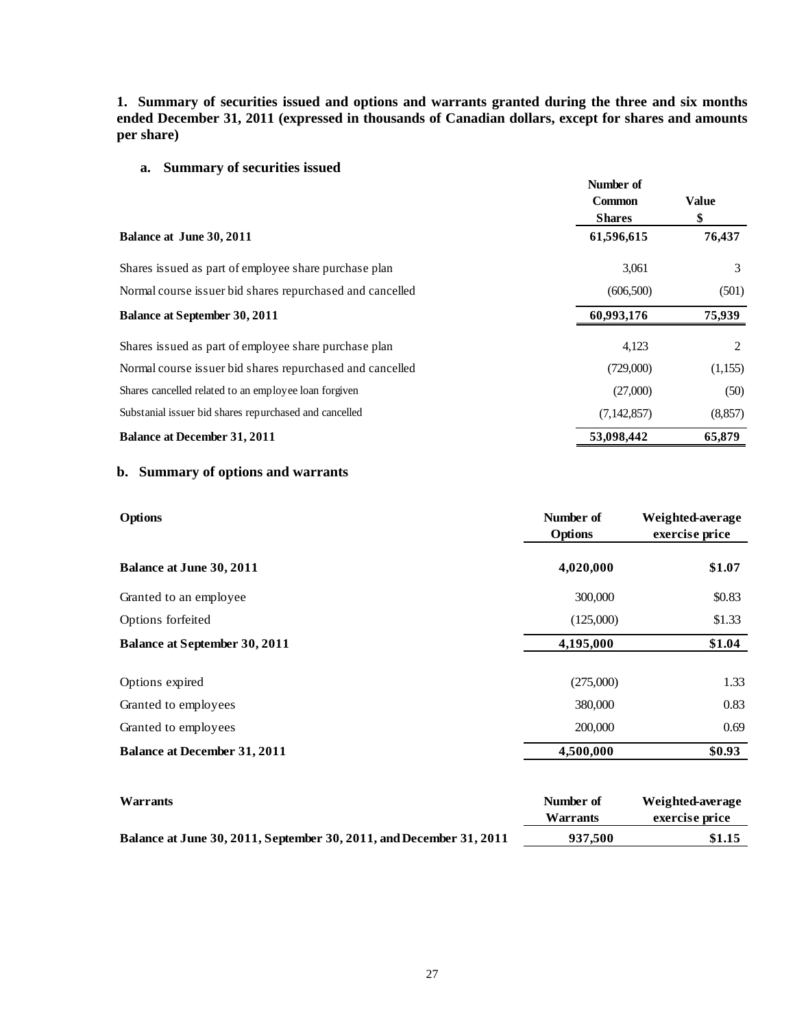**1. Summary of securities issued and options and warrants granted during the three and six months ended December 31, 2011 (expressed in thousands of Canadian dollars, except for shares and amounts per share)**

**a. Summary of securities issued**

| | Number of Common Shares | Value $ |
|---|---|---|
| **Balance at June 30, 2011** | **61,596,615** | **76,437** |
| Shares issued as part of employee share purchase plan | 3,061 | 3 |
| Normal course issuer bid shares repurchased and cancelled | (606,500) | (501) |
| **Balance at September 30, 2011** | **60,993,176** | **75,939** |
| Shares issued as part of employee share purchase plan | 4,123 | 2 |
| Normal course issuer bid shares repurchased and cancelled | (729,000) | (1,155) |
| Shares cancelled related to an employee loan forgiven | (27,000) | (50) |
| Substanial issuer bid shares repurchased and cancelled | (7,142,857) | (8,857) |
| **Balance at December 31, 2011** | **53,098,442** | **65,879** |

**b. Summary of options and warrants**

| **Options** | Number of Options | Weighted-average exercise price |
|---|---|---|
| **Balance at June 30, 2011** | **4,020,000** | **$1.07** |
| Granted to an employee | 300,000 | $0.83 |
| Options forfeited | (125,000) | $1.33 |
| **Balance at September 30, 2011** | **4,195,000** | **$1.04** |
| Options expired | (275,000) | 1.33 |
| Granted to employees | 380,000 | 0.83 |
| Granted to employees | 200,000 | 0.69 |
| **Balance at December 31, 2011** | **4,500,000** | **$0.93** |

| **Warrants** | Number of Warrants | Weighted-average exercise price |
|---|---|---|
| **Balance at June 30, 2011, September 30, 2011, and December 31, 2011** | **937,500** | **$1.15** |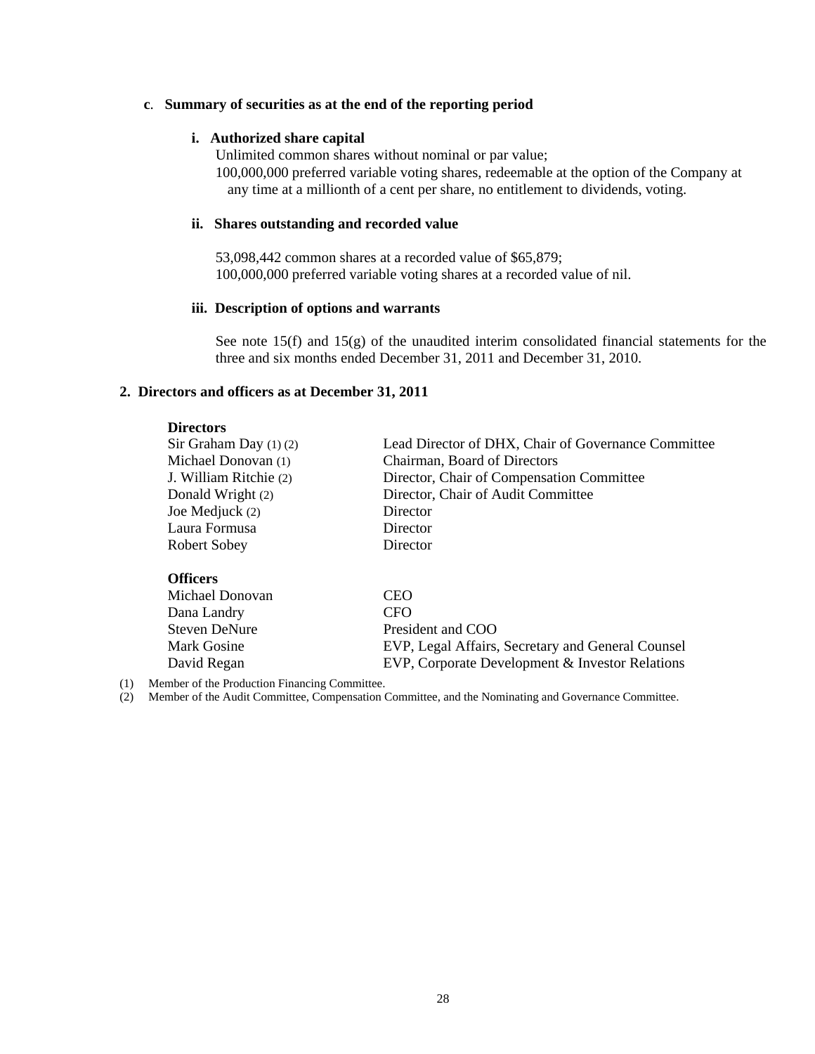**c. Summary of securities as at the end of the reporting period**

**i. Authorized share capital**

Unlimited common shares without nominal or par value;
100,000,000 preferred variable voting shares, redeemable at the option of the Company at any time at a millionth of a cent per share, no entitlement to dividends, voting.

**ii. Shares outstanding and recorded value**

53,098,442 common shares at a recorded value of $65,879;
100,000,000 preferred variable voting shares at a recorded value of nil.

**iii. Description of options and warrants**

See note 15(f) and 15(g) of the unaudited interim consolidated financial statements for the three and six months ended December 31, 2011 and December 31, 2010.

**2. Directors and officers as at December 31, 2011**

| | |
|---|---|
| **Directors** | |
| Sir Graham Day (1) (2) | Lead Director of DHX, Chair of Governance Committee |
| Michael Donovan (1) | Chairman, Board of Directors |
| J. William Ritchie (2) | Director, Chair of Compensation Committee |
| Donald Wright (2) | Director, Chair of Audit Committee |
| Joe Medjuck (2) | Director |
| Laura Formusa | Director |
| Robert Sobey | Director |
| **Officers** | |
| Michael Donovan | CEO |
| Dana Landry | CFO |
| Steven DeNure | President and COO |
| Mark Gosine | EVP, Legal Affairs, Secretary and General Counsel |
| David Regan | EVP, Corporate Development & Investor Relations |

(1) Member of the Production Financing Committee.
(2) Member of the Audit Committee, Compensation Committee, and the Nominating and Governance Committee.